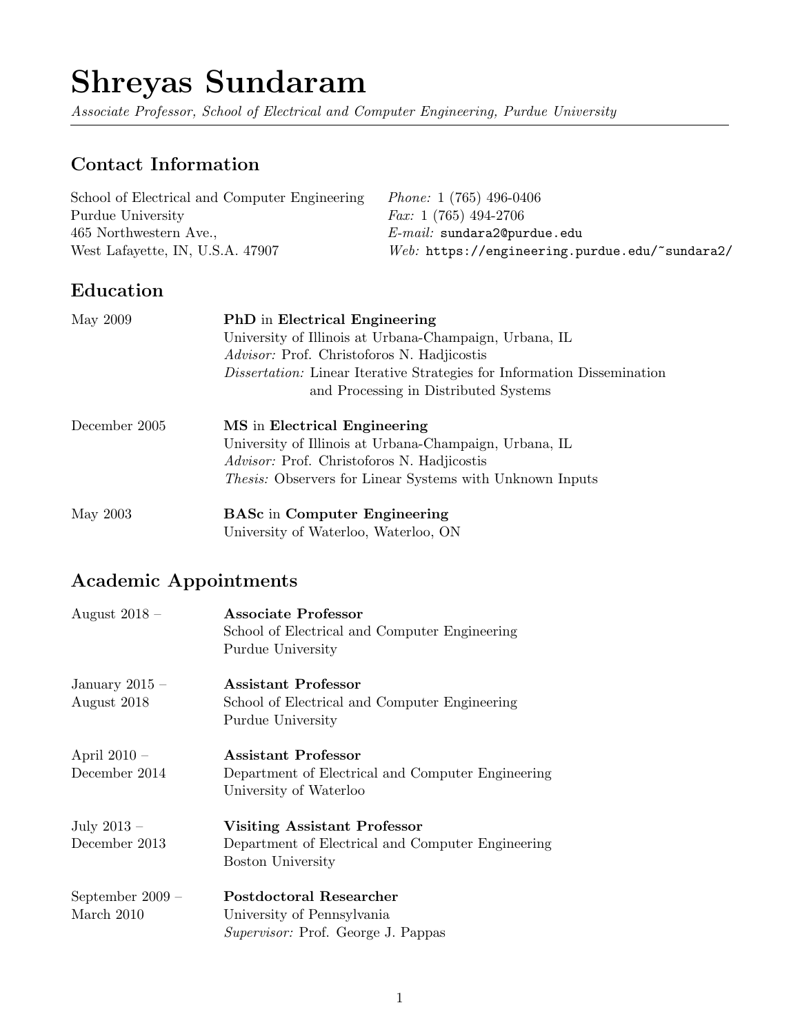# Shreyas Sundaram

*Associate Professor, School of Electrical and Computer Engineering, Purdue University*

## Contact Information

School of Electrical and Computer Engineering
Purdue University
465 Northwestern Ave.,
West Lafayette, IN, U.S.A. 47907

*Phone:* 1 (765) 496-0406
*Fax:* 1 (765) 494-2706
*E-mail:* sundara2@purdue.edu
*Web:* https://engineering.purdue.edu/~sundara2/

## Education

May 2009 — **PhD** in **Electrical Engineering**
University of Illinois at Urbana-Champaign, Urbana, IL
*Advisor:* Prof. Christoforos N. Hadjicostis
*Dissertation:* Linear Iterative Strategies for Information Dissemination and Processing in Distributed Systems

December 2005 — **MS** in **Electrical Engineering**
University of Illinois at Urbana-Champaign, Urbana, IL
*Advisor:* Prof. Christoforos N. Hadjicostis
*Thesis:* Observers for Linear Systems with Unknown Inputs

May 2003 — **BASc** in **Computer Engineering**
University of Waterloo, Waterloo, ON

## Academic Appointments

August 2018 – — **Associate Professor**
School of Electrical and Computer Engineering
Purdue University

January 2015 – August 2018 — **Assistant Professor**
School of Electrical and Computer Engineering
Purdue University

April 2010 – December 2014 — **Assistant Professor**
Department of Electrical and Computer Engineering
University of Waterloo

July 2013 – December 2013 — **Visiting Assistant Professor**
Department of Electrical and Computer Engineering
Boston University

September 2009 – March 2010 — **Postdoctoral Researcher**
University of Pennsylvania
*Supervisor:* Prof. George J. Pappas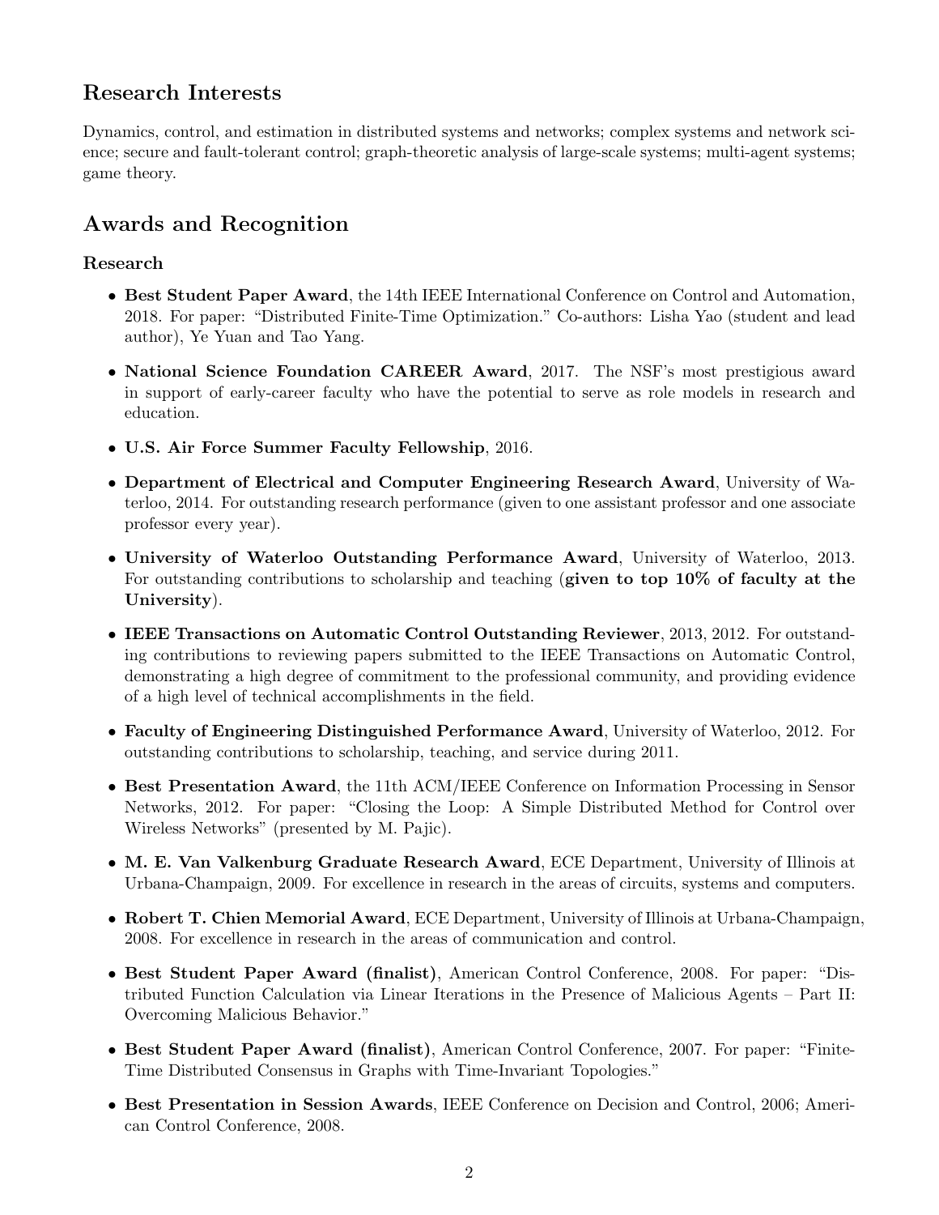## Research Interests

Dynamics, control, and estimation in distributed systems and networks; complex systems and network science; secure and fault-tolerant control; graph-theoretic analysis of large-scale systems; multi-agent systems; game theory.

## Awards and Recognition

### Research

- **Best Student Paper Award**, the 14th IEEE International Conference on Control and Automation, 2018. For paper: "Distributed Finite-Time Optimization." Co-authors: Lisha Yao (student and lead author), Ye Yuan and Tao Yang.
- **National Science Foundation CAREER Award**, 2017. The NSF's most prestigious award in support of early-career faculty who have the potential to serve as role models in research and education.
- **U.S. Air Force Summer Faculty Fellowship**, 2016.
- **Department of Electrical and Computer Engineering Research Award**, University of Waterloo, 2014. For outstanding research performance (given to one assistant professor and one associate professor every year).
- **University of Waterloo Outstanding Performance Award**, University of Waterloo, 2013. For outstanding contributions to scholarship and teaching (**given to top 10% of faculty at the University**).
- **IEEE Transactions on Automatic Control Outstanding Reviewer**, 2013, 2012. For outstanding contributions to reviewing papers submitted to the IEEE Transactions on Automatic Control, demonstrating a high degree of commitment to the professional community, and providing evidence of a high level of technical accomplishments in the field.
- **Faculty of Engineering Distinguished Performance Award**, University of Waterloo, 2012. For outstanding contributions to scholarship, teaching, and service during 2011.
- **Best Presentation Award**, the 11th ACM/IEEE Conference on Information Processing in Sensor Networks, 2012. For paper: "Closing the Loop: A Simple Distributed Method for Control over Wireless Networks" (presented by M. Pajic).
- **M. E. Van Valkenburg Graduate Research Award**, ECE Department, University of Illinois at Urbana-Champaign, 2009. For excellence in research in the areas of circuits, systems and computers.
- **Robert T. Chien Memorial Award**, ECE Department, University of Illinois at Urbana-Champaign, 2008. For excellence in research in the areas of communication and control.
- **Best Student Paper Award (finalist)**, American Control Conference, 2008. For paper: "Distributed Function Calculation via Linear Iterations in the Presence of Malicious Agents – Part II: Overcoming Malicious Behavior."
- **Best Student Paper Award (finalist)**, American Control Conference, 2007. For paper: "Finite-Time Distributed Consensus in Graphs with Time-Invariant Topologies."
- **Best Presentation in Session Awards**, IEEE Conference on Decision and Control, 2006; American Control Conference, 2008.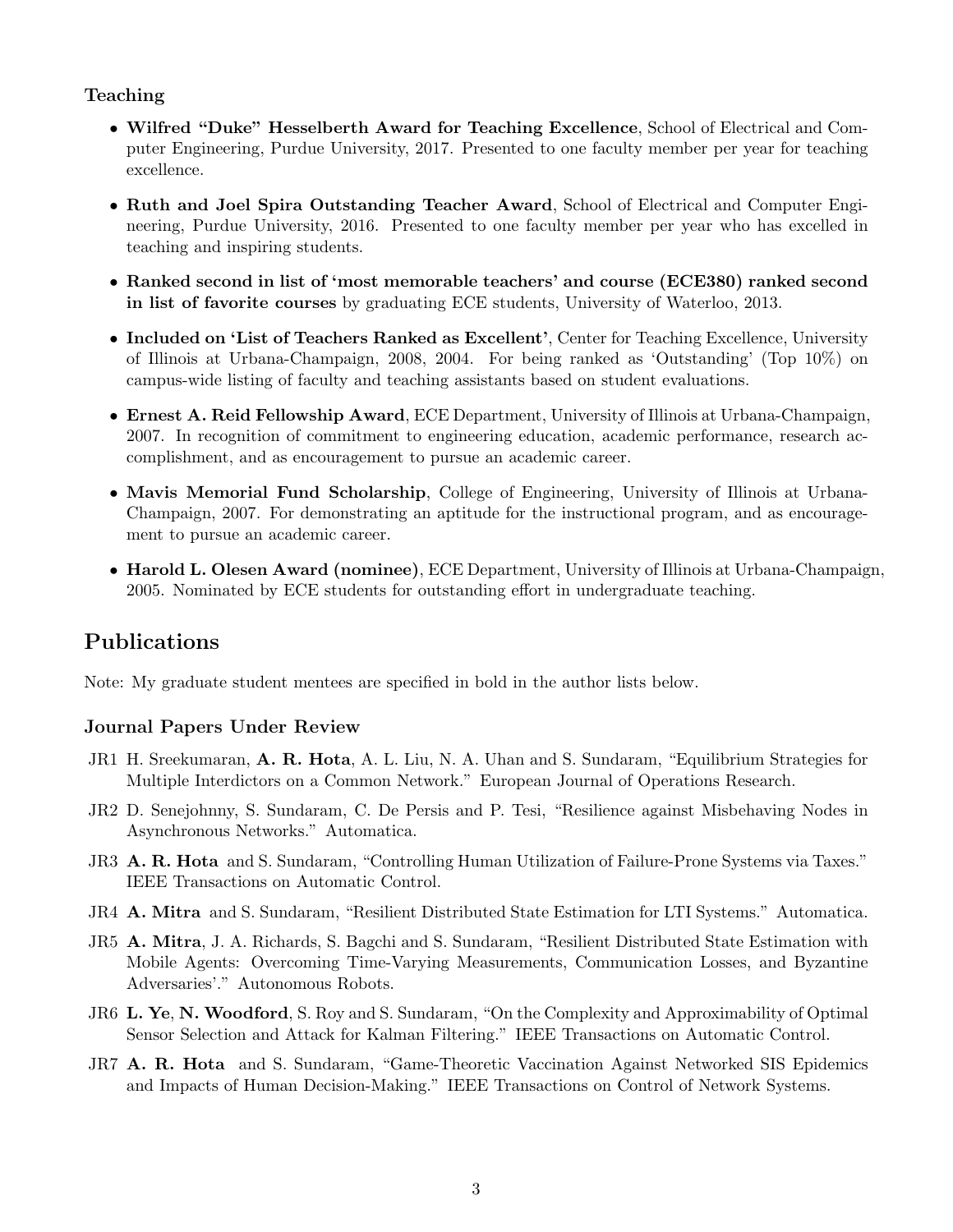### Teaching

- **Wilfred "Duke" Hesselberth Award for Teaching Excellence**, School of Electrical and Computer Engineering, Purdue University, 2017. Presented to one faculty member per year for teaching excellence.
- **Ruth and Joel Spira Outstanding Teacher Award**, School of Electrical and Computer Engineering, Purdue University, 2016. Presented to one faculty member per year who has excelled in teaching and inspiring students.
- **Ranked second in list of 'most memorable teachers' and course (ECE380) ranked second in list of favorite courses** by graduating ECE students, University of Waterloo, 2013.
- **Included on 'List of Teachers Ranked as Excellent'**, Center for Teaching Excellence, University of Illinois at Urbana-Champaign, 2008, 2004. For being ranked as 'Outstanding' (Top 10%) on campus-wide listing of faculty and teaching assistants based on student evaluations.
- **Ernest A. Reid Fellowship Award**, ECE Department, University of Illinois at Urbana-Champaign, 2007. In recognition of commitment to engineering education, academic performance, research accomplishment, and as encouragement to pursue an academic career.
- **Mavis Memorial Fund Scholarship**, College of Engineering, University of Illinois at Urbana-Champaign, 2007. For demonstrating an aptitude for the instructional program, and as encouragement to pursue an academic career.
- **Harold L. Olesen Award (nominee)**, ECE Department, University of Illinois at Urbana-Champaign, 2005. Nominated by ECE students for outstanding effort in undergraduate teaching.

## Publications

Note: My graduate student mentees are specified in bold in the author lists below.

### Journal Papers Under Review

JR1 H. Sreekumaran, **A. R. Hota**, A. L. Liu, N. A. Uhan and S. Sundaram, "Equilibrium Strategies for Multiple Interdictors on a Common Network." European Journal of Operations Research.

JR2 D. Senejohnny, S. Sundaram, C. De Persis and P. Tesi, "Resilience against Misbehaving Nodes in Asynchronous Networks." Automatica.

JR3 **A. R. Hota** and S. Sundaram, "Controlling Human Utilization of Failure-Prone Systems via Taxes." IEEE Transactions on Automatic Control.

JR4 **A. Mitra** and S. Sundaram, "Resilient Distributed State Estimation for LTI Systems." Automatica.

JR5 **A. Mitra**, J. A. Richards, S. Bagchi and S. Sundaram, "Resilient Distributed State Estimation with Mobile Agents: Overcoming Time-Varying Measurements, Communication Losses, and Byzantine Adversaries'." Autonomous Robots.

JR6 **L. Ye**, **N. Woodford**, S. Roy and S. Sundaram, "On the Complexity and Approximability of Optimal Sensor Selection and Attack for Kalman Filtering." IEEE Transactions on Automatic Control.

JR7 **A. R. Hota** and S. Sundaram, "Game-Theoretic Vaccination Against Networked SIS Epidemics and Impacts of Human Decision-Making." IEEE Transactions on Control of Network Systems.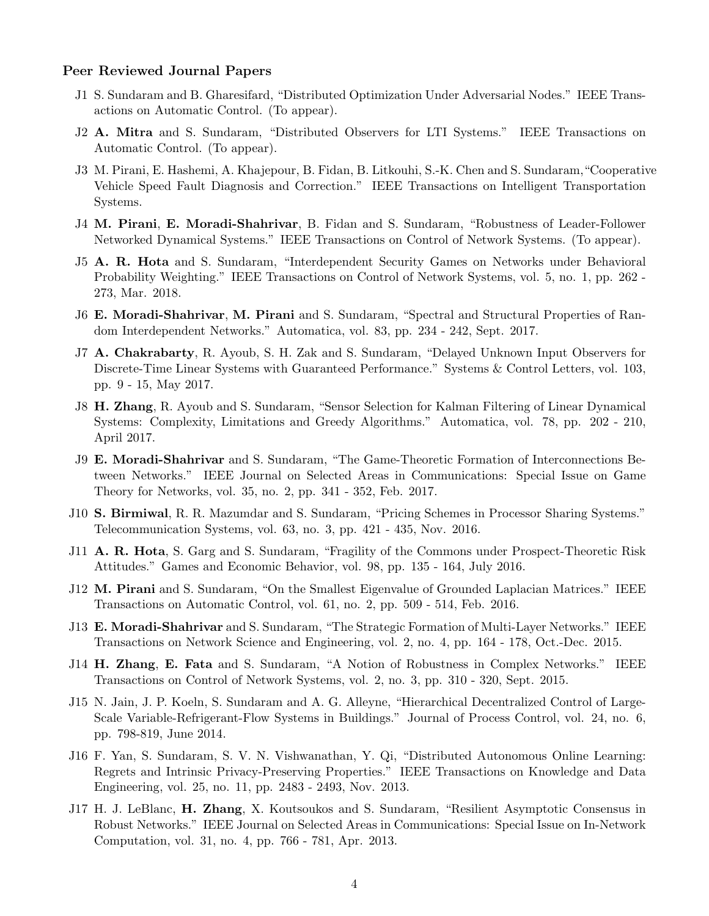### Peer Reviewed Journal Papers

J1 S. Sundaram and B. Gharesifard, "Distributed Optimization Under Adversarial Nodes." IEEE Transactions on Automatic Control. (To appear).

J2 **A. Mitra** and S. Sundaram, "Distributed Observers for LTI Systems." IEEE Transactions on Automatic Control. (To appear).

J3 M. Pirani, E. Hashemi, A. Khajepour, B. Fidan, B. Litkouhi, S.-K. Chen and S. Sundaram, "Cooperative Vehicle Speed Fault Diagnosis and Correction." IEEE Transactions on Intelligent Transportation Systems.

J4 **M. Pirani**, **E. Moradi-Shahrivar**, B. Fidan and S. Sundaram, "Robustness of Leader-Follower Networked Dynamical Systems." IEEE Transactions on Control of Network Systems. (To appear).

J5 **A. R. Hota** and S. Sundaram, "Interdependent Security Games on Networks under Behavioral Probability Weighting." IEEE Transactions on Control of Network Systems, vol. 5, no. 1, pp. 262 - 273, Mar. 2018.

J6 **E. Moradi-Shahrivar**, **M. Pirani** and S. Sundaram, "Spectral and Structural Properties of Random Interdependent Networks." Automatica, vol. 83, pp. 234 - 242, Sept. 2017.

J7 **A. Chakrabarty**, R. Ayoub, S. H. Zak and S. Sundaram, "Delayed Unknown Input Observers for Discrete-Time Linear Systems with Guaranteed Performance." Systems & Control Letters, vol. 103, pp. 9 - 15, May 2017.

J8 **H. Zhang**, R. Ayoub and S. Sundaram, "Sensor Selection for Kalman Filtering of Linear Dynamical Systems: Complexity, Limitations and Greedy Algorithms." Automatica, vol. 78, pp. 202 - 210, April 2017.

J9 **E. Moradi-Shahrivar** and S. Sundaram, "The Game-Theoretic Formation of Interconnections Between Networks." IEEE Journal on Selected Areas in Communications: Special Issue on Game Theory for Networks, vol. 35, no. 2, pp. 341 - 352, Feb. 2017.

J10 **S. Birmiwal**, R. R. Mazumdar and S. Sundaram, "Pricing Schemes in Processor Sharing Systems." Telecommunication Systems, vol. 63, no. 3, pp. 421 - 435, Nov. 2016.

J11 **A. R. Hota**, S. Garg and S. Sundaram, "Fragility of the Commons under Prospect-Theoretic Risk Attitudes." Games and Economic Behavior, vol. 98, pp. 135 - 164, July 2016.

J12 **M. Pirani** and S. Sundaram, "On the Smallest Eigenvalue of Grounded Laplacian Matrices." IEEE Transactions on Automatic Control, vol. 61, no. 2, pp. 509 - 514, Feb. 2016.

J13 **E. Moradi-Shahrivar** and S. Sundaram, "The Strategic Formation of Multi-Layer Networks." IEEE Transactions on Network Science and Engineering, vol. 2, no. 4, pp. 164 - 178, Oct.-Dec. 2015.

J14 **H. Zhang**, **E. Fata** and S. Sundaram, "A Notion of Robustness in Complex Networks." IEEE Transactions on Control of Network Systems, vol. 2, no. 3, pp. 310 - 320, Sept. 2015.

J15 N. Jain, J. P. Koeln, S. Sundaram and A. G. Alleyne, "Hierarchical Decentralized Control of Large-Scale Variable-Refrigerant-Flow Systems in Buildings." Journal of Process Control, vol. 24, no. 6, pp. 798-819, June 2014.

J16 F. Yan, S. Sundaram, S. V. N. Vishwanathan, Y. Qi, "Distributed Autonomous Online Learning: Regrets and Intrinsic Privacy-Preserving Properties." IEEE Transactions on Knowledge and Data Engineering, vol. 25, no. 11, pp. 2483 - 2493, Nov. 2013.

J17 H. J. LeBlanc, **H. Zhang**, X. Koutsoukos and S. Sundaram, "Resilient Asymptotic Consensus in Robust Networks." IEEE Journal on Selected Areas in Communications: Special Issue on In-Network Computation, vol. 31, no. 4, pp. 766 - 781, Apr. 2013.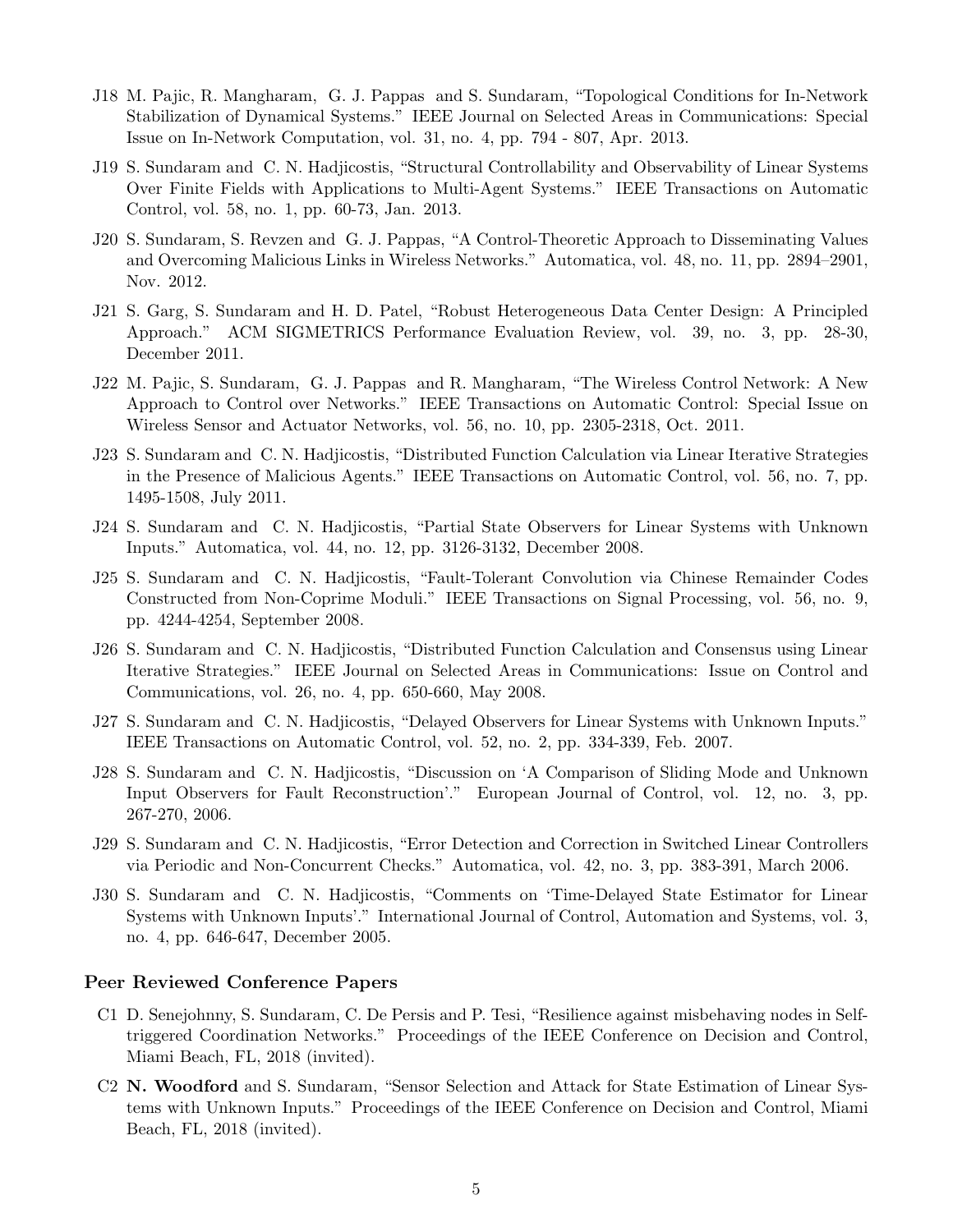- J18 M. Pajic, R. Mangharam, G. J. Pappas and S. Sundaram, "Topological Conditions for In-Network Stabilization of Dynamical Systems." IEEE Journal on Selected Areas in Communications: Special Issue on In-Network Computation, vol. 31, no. 4, pp. 794 - 807, Apr. 2013.
- J19 S. Sundaram and C. N. Hadjicostis, "Structural Controllability and Observability of Linear Systems Over Finite Fields with Applications to Multi-Agent Systems." IEEE Transactions on Automatic Control, vol. 58, no. 1, pp. 60-73, Jan. 2013.
- J20 S. Sundaram, S. Revzen and G. J. Pappas, "A Control-Theoretic Approach to Disseminating Values and Overcoming Malicious Links in Wireless Networks." Automatica, vol. 48, no. 11, pp. 2894–2901, Nov. 2012.
- J21 S. Garg, S. Sundaram and H. D. Patel, "Robust Heterogeneous Data Center Design: A Principled Approach." ACM SIGMETRICS Performance Evaluation Review, vol. 39, no. 3, pp. 28-30, December 2011.
- J22 M. Pajic, S. Sundaram, G. J. Pappas and R. Mangharam, "The Wireless Control Network: A New Approach to Control over Networks." IEEE Transactions on Automatic Control: Special Issue on Wireless Sensor and Actuator Networks, vol. 56, no. 10, pp. 2305-2318, Oct. 2011.
- J23 S. Sundaram and C. N. Hadjicostis, "Distributed Function Calculation via Linear Iterative Strategies in the Presence of Malicious Agents." IEEE Transactions on Automatic Control, vol. 56, no. 7, pp. 1495-1508, July 2011.
- J24 S. Sundaram and C. N. Hadjicostis, "Partial State Observers for Linear Systems with Unknown Inputs." Automatica, vol. 44, no. 12, pp. 3126-3132, December 2008.
- J25 S. Sundaram and C. N. Hadjicostis, "Fault-Tolerant Convolution via Chinese Remainder Codes Constructed from Non-Coprime Moduli." IEEE Transactions on Signal Processing, vol. 56, no. 9, pp. 4244-4254, September 2008.
- J26 S. Sundaram and C. N. Hadjicostis, "Distributed Function Calculation and Consensus using Linear Iterative Strategies." IEEE Journal on Selected Areas in Communications: Issue on Control and Communications, vol. 26, no. 4, pp. 650-660, May 2008.
- J27 S. Sundaram and C. N. Hadjicostis, "Delayed Observers for Linear Systems with Unknown Inputs." IEEE Transactions on Automatic Control, vol. 52, no. 2, pp. 334-339, Feb. 2007.
- J28 S. Sundaram and C. N. Hadjicostis, "Discussion on 'A Comparison of Sliding Mode and Unknown Input Observers for Fault Reconstruction'." European Journal of Control, vol. 12, no. 3, pp. 267-270, 2006.
- J29 S. Sundaram and C. N. Hadjicostis, "Error Detection and Correction in Switched Linear Controllers via Periodic and Non-Concurrent Checks." Automatica, vol. 42, no. 3, pp. 383-391, March 2006.
- J30 S. Sundaram and C. N. Hadjicostis, "Comments on 'Time-Delayed State Estimator for Linear Systems with Unknown Inputs'." International Journal of Control, Automation and Systems, vol. 3, no. 4, pp. 646-647, December 2005.

### Peer Reviewed Conference Papers

- C1 D. Senejohnny, S. Sundaram, C. De Persis and P. Tesi, "Resilience against misbehaving nodes in Self-triggered Coordination Networks." Proceedings of the IEEE Conference on Decision and Control, Miami Beach, FL, 2018 (invited).
- C2 **N. Woodford** and S. Sundaram, "Sensor Selection and Attack for State Estimation of Linear Systems with Unknown Inputs." Proceedings of the IEEE Conference on Decision and Control, Miami Beach, FL, 2018 (invited).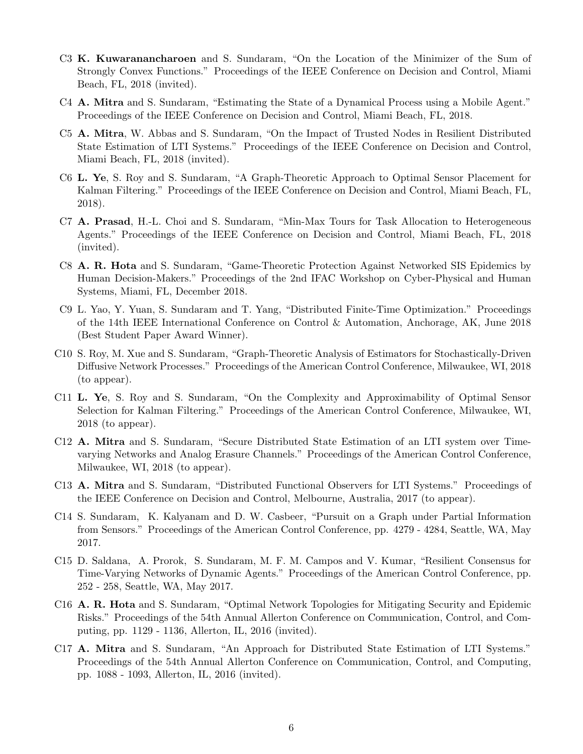- C3 **K. Kuwaranancharoen** and S. Sundaram, "On the Location of the Minimizer of the Sum of Strongly Convex Functions." Proceedings of the IEEE Conference on Decision and Control, Miami Beach, FL, 2018 (invited).
- C4 **A. Mitra** and S. Sundaram, "Estimating the State of a Dynamical Process using a Mobile Agent." Proceedings of the IEEE Conference on Decision and Control, Miami Beach, FL, 2018.
- C5 **A. Mitra**, W. Abbas and S. Sundaram, "On the Impact of Trusted Nodes in Resilient Distributed State Estimation of LTI Systems." Proceedings of the IEEE Conference on Decision and Control, Miami Beach, FL, 2018 (invited).
- C6 **L. Ye**, S. Roy and S. Sundaram, "A Graph-Theoretic Approach to Optimal Sensor Placement for Kalman Filtering." Proceedings of the IEEE Conference on Decision and Control, Miami Beach, FL, 2018).
- C7 **A. Prasad**, H.-L. Choi and S. Sundaram, "Min-Max Tours for Task Allocation to Heterogeneous Agents." Proceedings of the IEEE Conference on Decision and Control, Miami Beach, FL, 2018 (invited).
- C8 **A. R. Hota** and S. Sundaram, "Game-Theoretic Protection Against Networked SIS Epidemics by Human Decision-Makers." Proceedings of the 2nd IFAC Workshop on Cyber-Physical and Human Systems, Miami, FL, December 2018.
- C9 L. Yao, Y. Yuan, S. Sundaram and T. Yang, "Distributed Finite-Time Optimization." Proceedings of the 14th IEEE International Conference on Control & Automation, Anchorage, AK, June 2018 (Best Student Paper Award Winner).
- C10 S. Roy, M. Xue and S. Sundaram, "Graph-Theoretic Analysis of Estimators for Stochastically-Driven Diffusive Network Processes." Proceedings of the American Control Conference, Milwaukee, WI, 2018 (to appear).
- C11 **L. Ye**, S. Roy and S. Sundaram, "On the Complexity and Approximability of Optimal Sensor Selection for Kalman Filtering." Proceedings of the American Control Conference, Milwaukee, WI, 2018 (to appear).
- C12 **A. Mitra** and S. Sundaram, "Secure Distributed State Estimation of an LTI system over Time-varying Networks and Analog Erasure Channels." Proceedings of the American Control Conference, Milwaukee, WI, 2018 (to appear).
- C13 **A. Mitra** and S. Sundaram, "Distributed Functional Observers for LTI Systems." Proceedings of the IEEE Conference on Decision and Control, Melbourne, Australia, 2017 (to appear).
- C14 S. Sundaram, K. Kalyanam and D. W. Casbeer, "Pursuit on a Graph under Partial Information from Sensors." Proceedings of the American Control Conference, pp. 4279 - 4284, Seattle, WA, May 2017.
- C15 D. Saldana, A. Prorok, S. Sundaram, M. F. M. Campos and V. Kumar, "Resilient Consensus for Time-Varying Networks of Dynamic Agents." Proceedings of the American Control Conference, pp. 252 - 258, Seattle, WA, May 2017.
- C16 **A. R. Hota** and S. Sundaram, "Optimal Network Topologies for Mitigating Security and Epidemic Risks." Proceedings of the 54th Annual Allerton Conference on Communication, Control, and Computing, pp. 1129 - 1136, Allerton, IL, 2016 (invited).
- C17 **A. Mitra** and S. Sundaram, "An Approach for Distributed State Estimation of LTI Systems." Proceedings of the 54th Annual Allerton Conference on Communication, Control, and Computing, pp. 1088 - 1093, Allerton, IL, 2016 (invited).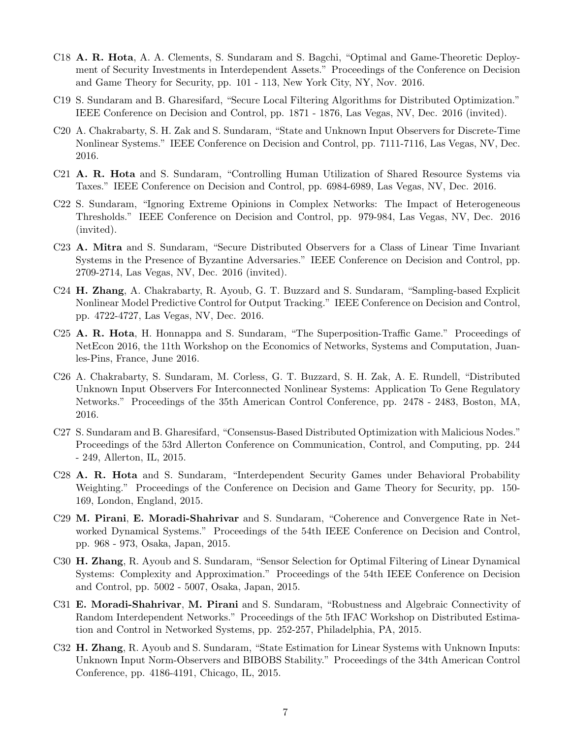C18 **A. R. Hota**, A. A. Clements, S. Sundaram and S. Bagchi, "Optimal and Game-Theoretic Deployment of Security Investments in Interdependent Assets." Proceedings of the Conference on Decision and Game Theory for Security, pp. 101 - 113, New York City, NY, Nov. 2016.

C19 S. Sundaram and B. Gharesifard, "Secure Local Filtering Algorithms for Distributed Optimization." IEEE Conference on Decision and Control, pp. 1871 - 1876, Las Vegas, NV, Dec. 2016 (invited).

C20 A. Chakrabarty, S. H. Zak and S. Sundaram, "State and Unknown Input Observers for Discrete-Time Nonlinear Systems." IEEE Conference on Decision and Control, pp. 7111-7116, Las Vegas, NV, Dec. 2016.

C21 **A. R. Hota** and S. Sundaram, "Controlling Human Utilization of Shared Resource Systems via Taxes." IEEE Conference on Decision and Control, pp. 6984-6989, Las Vegas, NV, Dec. 2016.

C22 S. Sundaram, "Ignoring Extreme Opinions in Complex Networks: The Impact of Heterogeneous Thresholds." IEEE Conference on Decision and Control, pp. 979-984, Las Vegas, NV, Dec. 2016 (invited).

C23 **A. Mitra** and S. Sundaram, "Secure Distributed Observers for a Class of Linear Time Invariant Systems in the Presence of Byzantine Adversaries." IEEE Conference on Decision and Control, pp. 2709-2714, Las Vegas, NV, Dec. 2016 (invited).

C24 **H. Zhang**, A. Chakrabarty, R. Ayoub, G. T. Buzzard and S. Sundaram, "Sampling-based Explicit Nonlinear Model Predictive Control for Output Tracking." IEEE Conference on Decision and Control, pp. 4722-4727, Las Vegas, NV, Dec. 2016.

C25 **A. R. Hota**, H. Honnappa and S. Sundaram, "The Superposition-Traffic Game." Proceedings of NetEcon 2016, the 11th Workshop on the Economics of Networks, Systems and Computation, Juan-les-Pins, France, June 2016.

C26 A. Chakrabarty, S. Sundaram, M. Corless, G. T. Buzzard, S. H. Zak, A. E. Rundell, "Distributed Unknown Input Observers For Interconnected Nonlinear Systems: Application To Gene Regulatory Networks." Proceedings of the 35th American Control Conference, pp. 2478 - 2483, Boston, MA, 2016.

C27 S. Sundaram and B. Gharesifard, "Consensus-Based Distributed Optimization with Malicious Nodes." Proceedings of the 53rd Allerton Conference on Communication, Control, and Computing, pp. 244 - 249, Allerton, IL, 2015.

C28 **A. R. Hota** and S. Sundaram, "Interdependent Security Games under Behavioral Probability Weighting." Proceedings of the Conference on Decision and Game Theory for Security, pp. 150-169, London, England, 2015.

C29 **M. Pirani**, **E. Moradi-Shahrivar** and S. Sundaram, "Coherence and Convergence Rate in Networked Dynamical Systems." Proceedings of the 54th IEEE Conference on Decision and Control, pp. 968 - 973, Osaka, Japan, 2015.

C30 **H. Zhang**, R. Ayoub and S. Sundaram, "Sensor Selection for Optimal Filtering of Linear Dynamical Systems: Complexity and Approximation." Proceedings of the 54th IEEE Conference on Decision and Control, pp. 5002 - 5007, Osaka, Japan, 2015.

C31 **E. Moradi-Shahrivar**, **M. Pirani** and S. Sundaram, "Robustness and Algebraic Connectivity of Random Interdependent Networks." Proceedings of the 5th IFAC Workshop on Distributed Estimation and Control in Networked Systems, pp. 252-257, Philadelphia, PA, 2015.

C32 **H. Zhang**, R. Ayoub and S. Sundaram, "State Estimation for Linear Systems with Unknown Inputs: Unknown Input Norm-Observers and BIBOBS Stability." Proceedings of the 34th American Control Conference, pp. 4186-4191, Chicago, IL, 2015.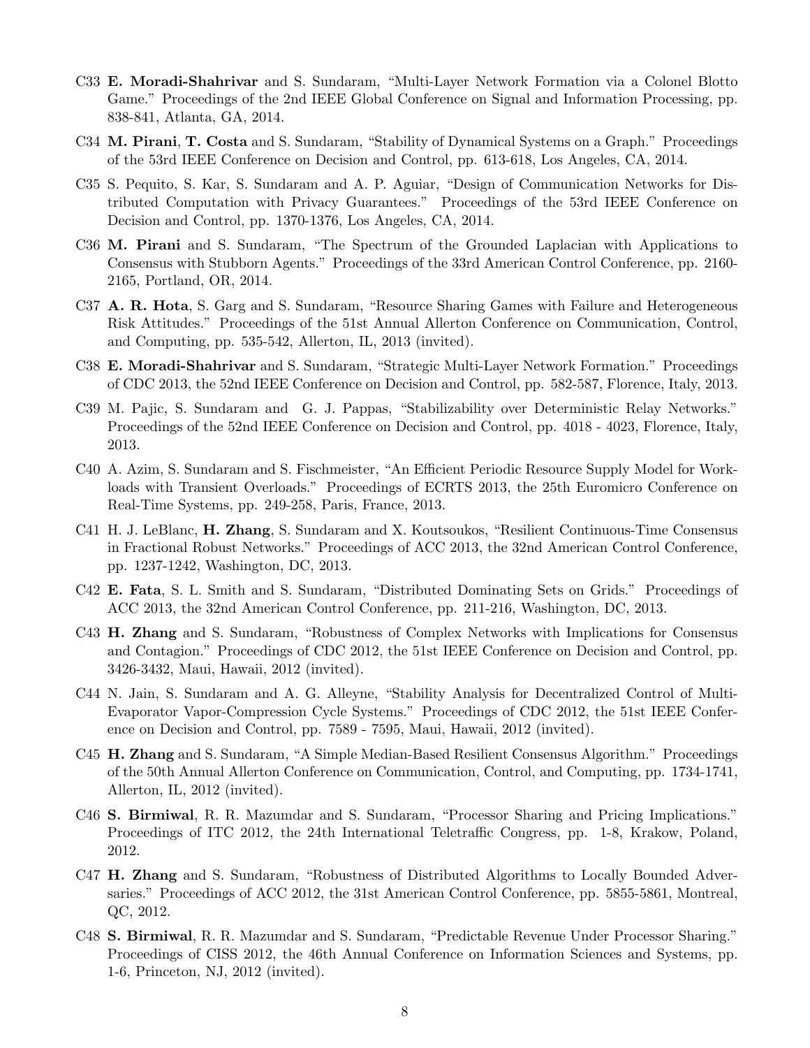C33 **E. Moradi-Shahrivar** and S. Sundaram, "Multi-Layer Network Formation via a Colonel Blotto Game." Proceedings of the 2nd IEEE Global Conference on Signal and Information Processing, pp. 838-841, Atlanta, GA, 2014.

C34 **M. Pirani**, **T. Costa** and S. Sundaram, "Stability of Dynamical Systems on a Graph." Proceedings of the 53rd IEEE Conference on Decision and Control, pp. 613-618, Los Angeles, CA, 2014.

C35 S. Pequito, S. Kar, S. Sundaram and A. P. Aguiar, "Design of Communication Networks for Distributed Computation with Privacy Guarantees." Proceedings of the 53rd IEEE Conference on Decision and Control, pp. 1370-1376, Los Angeles, CA, 2014.

C36 **M. Pirani** and S. Sundaram, "The Spectrum of the Grounded Laplacian with Applications to Consensus with Stubborn Agents." Proceedings of the 33rd American Control Conference, pp. 2160-2165, Portland, OR, 2014.

C37 **A. R. Hota**, S. Garg and S. Sundaram, "Resource Sharing Games with Failure and Heterogeneous Risk Attitudes." Proceedings of the 51st Annual Allerton Conference on Communication, Control, and Computing, pp. 535-542, Allerton, IL, 2013 (invited).

C38 **E. Moradi-Shahrivar** and S. Sundaram, "Strategic Multi-Layer Network Formation." Proceedings of CDC 2013, the 52nd IEEE Conference on Decision and Control, pp. 582-587, Florence, Italy, 2013.

C39 M. Pajic, S. Sundaram and G. J. Pappas, "Stabilizability over Deterministic Relay Networks." Proceedings of the 52nd IEEE Conference on Decision and Control, pp. 4018 - 4023, Florence, Italy, 2013.

C40 A. Azim, S. Sundaram and S. Fischmeister, "An Efficient Periodic Resource Supply Model for Workloads with Transient Overloads." Proceedings of ECRTS 2013, the 25th Euromicro Conference on Real-Time Systems, pp. 249-258, Paris, France, 2013.

C41 H. J. LeBlanc, **H. Zhang**, S. Sundaram and X. Koutsoukos, "Resilient Continuous-Time Consensus in Fractional Robust Networks." Proceedings of ACC 2013, the 32nd American Control Conference, pp. 1237-1242, Washington, DC, 2013.

C42 **E. Fata**, S. L. Smith and S. Sundaram, "Distributed Dominating Sets on Grids." Proceedings of ACC 2013, the 32nd American Control Conference, pp. 211-216, Washington, DC, 2013.

C43 **H. Zhang** and S. Sundaram, "Robustness of Complex Networks with Implications for Consensus and Contagion." Proceedings of CDC 2012, the 51st IEEE Conference on Decision and Control, pp. 3426-3432, Maui, Hawaii, 2012 (invited).

C44 N. Jain, S. Sundaram and A. G. Alleyne, "Stability Analysis for Decentralized Control of Multi-Evaporator Vapor-Compression Cycle Systems." Proceedings of CDC 2012, the 51st IEEE Conference on Decision and Control, pp. 7589 - 7595, Maui, Hawaii, 2012 (invited).

C45 **H. Zhang** and S. Sundaram, "A Simple Median-Based Resilient Consensus Algorithm." Proceedings of the 50th Annual Allerton Conference on Communication, Control, and Computing, pp. 1734-1741, Allerton, IL, 2012 (invited).

C46 **S. Birmiwal**, R. R. Mazumdar and S. Sundaram, "Processor Sharing and Pricing Implications." Proceedings of ITC 2012, the 24th International Teletraffic Congress, pp. 1-8, Krakow, Poland, 2012.

C47 **H. Zhang** and S. Sundaram, "Robustness of Distributed Algorithms to Locally Bounded Adversaries." Proceedings of ACC 2012, the 31st American Control Conference, pp. 5855-5861, Montreal, QC, 2012.

C48 **S. Birmiwal**, R. R. Mazumdar and S. Sundaram, "Predictable Revenue Under Processor Sharing." Proceedings of CISS 2012, the 46th Annual Conference on Information Sciences and Systems, pp. 1-6, Princeton, NJ, 2012 (invited).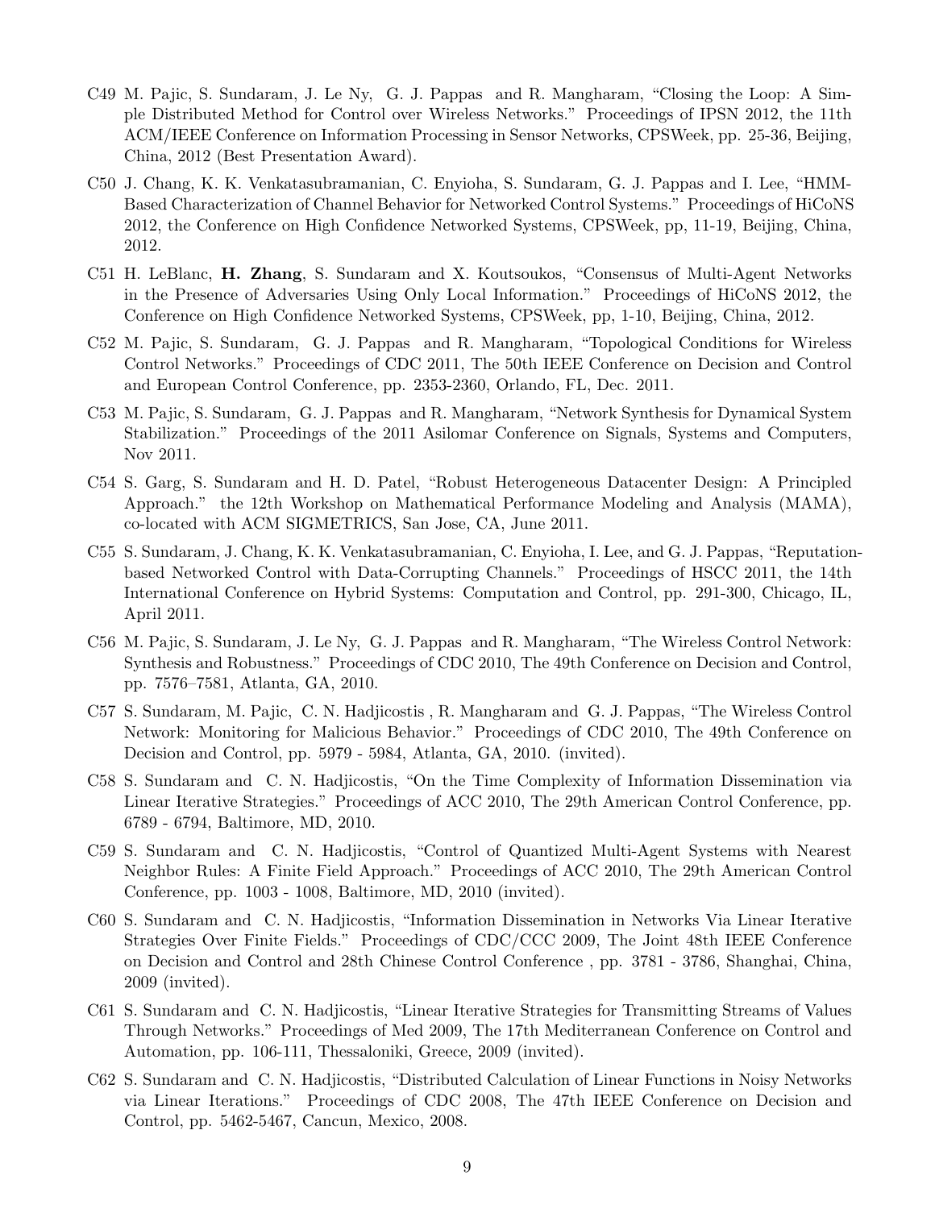C49 M. Pajic, S. Sundaram, J. Le Ny, G. J. Pappas and R. Mangharam, "Closing the Loop: A Simple Distributed Method for Control over Wireless Networks." Proceedings of IPSN 2012, the 11th ACM/IEEE Conference on Information Processing in Sensor Networks, CPSWeek, pp. 25-36, Beijing, China, 2012 (Best Presentation Award).

C50 J. Chang, K. K. Venkatasubramanian, C. Enyioha, S. Sundaram, G. J. Pappas and I. Lee, "HMM-Based Characterization of Channel Behavior for Networked Control Systems." Proceedings of HiCoNS 2012, the Conference on High Confidence Networked Systems, CPSWeek, pp, 11-19, Beijing, China, 2012.

C51 H. LeBlanc, **H. Zhang**, S. Sundaram and X. Koutsoukos, "Consensus of Multi-Agent Networks in the Presence of Adversaries Using Only Local Information." Proceedings of HiCoNS 2012, the Conference on High Confidence Networked Systems, CPSWeek, pp, 1-10, Beijing, China, 2012.

C52 M. Pajic, S. Sundaram, G. J. Pappas and R. Mangharam, "Topological Conditions for Wireless Control Networks." Proceedings of CDC 2011, The 50th IEEE Conference on Decision and Control and European Control Conference, pp. 2353-2360, Orlando, FL, Dec. 2011.

C53 M. Pajic, S. Sundaram, G. J. Pappas and R. Mangharam, "Network Synthesis for Dynamical System Stabilization." Proceedings of the 2011 Asilomar Conference on Signals, Systems and Computers, Nov 2011.

C54 S. Garg, S. Sundaram and H. D. Patel, "Robust Heterogeneous Datacenter Design: A Principled Approach." the 12th Workshop on Mathematical Performance Modeling and Analysis (MAMA), co-located with ACM SIGMETRICS, San Jose, CA, June 2011.

C55 S. Sundaram, J. Chang, K. K. Venkatasubramanian, C. Enyioha, I. Lee, and G. J. Pappas, "Reputation-based Networked Control with Data-Corrupting Channels." Proceedings of HSCC 2011, the 14th International Conference on Hybrid Systems: Computation and Control, pp. 291-300, Chicago, IL, April 2011.

C56 M. Pajic, S. Sundaram, J. Le Ny, G. J. Pappas and R. Mangharam, "The Wireless Control Network: Synthesis and Robustness." Proceedings of CDC 2010, The 49th Conference on Decision and Control, pp. 7576–7581, Atlanta, GA, 2010.

C57 S. Sundaram, M. Pajic, C. N. Hadjicostis , R. Mangharam and G. J. Pappas, "The Wireless Control Network: Monitoring for Malicious Behavior." Proceedings of CDC 2010, The 49th Conference on Decision and Control, pp. 5979 - 5984, Atlanta, GA, 2010. (invited).

C58 S. Sundaram and C. N. Hadjicostis, "On the Time Complexity of Information Dissemination via Linear Iterative Strategies." Proceedings of ACC 2010, The 29th American Control Conference, pp. 6789 - 6794, Baltimore, MD, 2010.

C59 S. Sundaram and C. N. Hadjicostis, "Control of Quantized Multi-Agent Systems with Nearest Neighbor Rules: A Finite Field Approach." Proceedings of ACC 2010, The 29th American Control Conference, pp. 1003 - 1008, Baltimore, MD, 2010 (invited).

C60 S. Sundaram and C. N. Hadjicostis, "Information Dissemination in Networks Via Linear Iterative Strategies Over Finite Fields." Proceedings of CDC/CCC 2009, The Joint 48th IEEE Conference on Decision and Control and 28th Chinese Control Conference , pp. 3781 - 3786, Shanghai, China, 2009 (invited).

C61 S. Sundaram and C. N. Hadjicostis, "Linear Iterative Strategies for Transmitting Streams of Values Through Networks." Proceedings of Med 2009, The 17th Mediterranean Conference on Control and Automation, pp. 106-111, Thessaloniki, Greece, 2009 (invited).

C62 S. Sundaram and C. N. Hadjicostis, "Distributed Calculation of Linear Functions in Noisy Networks via Linear Iterations." Proceedings of CDC 2008, The 47th IEEE Conference on Decision and Control, pp. 5462-5467, Cancun, Mexico, 2008.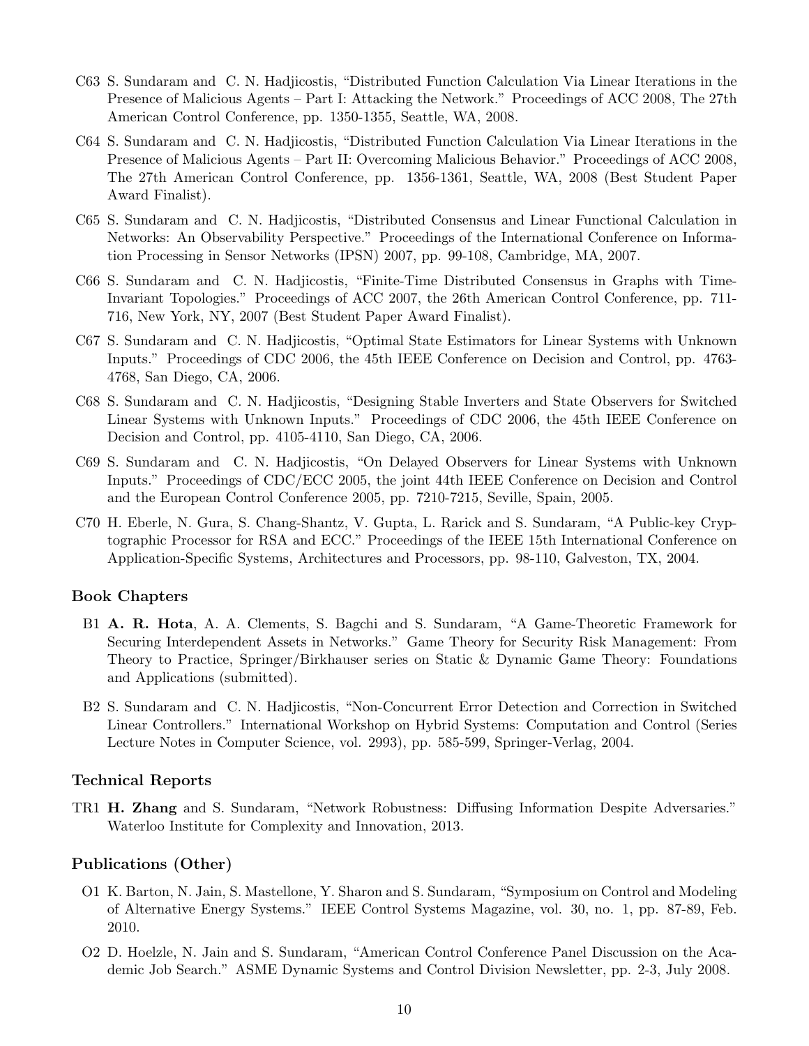C63 S. Sundaram and C. N. Hadjicostis, "Distributed Function Calculation Via Linear Iterations in the Presence of Malicious Agents – Part I: Attacking the Network." Proceedings of ACC 2008, The 27th American Control Conference, pp. 1350-1355, Seattle, WA, 2008.

C64 S. Sundaram and C. N. Hadjicostis, "Distributed Function Calculation Via Linear Iterations in the Presence of Malicious Agents – Part II: Overcoming Malicious Behavior." Proceedings of ACC 2008, The 27th American Control Conference, pp. 1356-1361, Seattle, WA, 2008 (Best Student Paper Award Finalist).

C65 S. Sundaram and C. N. Hadjicostis, "Distributed Consensus and Linear Functional Calculation in Networks: An Observability Perspective." Proceedings of the International Conference on Information Processing in Sensor Networks (IPSN) 2007, pp. 99-108, Cambridge, MA, 2007.

C66 S. Sundaram and C. N. Hadjicostis, "Finite-Time Distributed Consensus in Graphs with Time-Invariant Topologies." Proceedings of ACC 2007, the 26th American Control Conference, pp. 711-716, New York, NY, 2007 (Best Student Paper Award Finalist).

C67 S. Sundaram and C. N. Hadjicostis, "Optimal State Estimators for Linear Systems with Unknown Inputs." Proceedings of CDC 2006, the 45th IEEE Conference on Decision and Control, pp. 4763-4768, San Diego, CA, 2006.

C68 S. Sundaram and C. N. Hadjicostis, "Designing Stable Inverters and State Observers for Switched Linear Systems with Unknown Inputs." Proceedings of CDC 2006, the 45th IEEE Conference on Decision and Control, pp. 4105-4110, San Diego, CA, 2006.

C69 S. Sundaram and C. N. Hadjicostis, "On Delayed Observers for Linear Systems with Unknown Inputs." Proceedings of CDC/ECC 2005, the joint 44th IEEE Conference on Decision and Control and the European Control Conference 2005, pp. 7210-7215, Seville, Spain, 2005.

C70 H. Eberle, N. Gura, S. Chang-Shantz, V. Gupta, L. Rarick and S. Sundaram, "A Public-key Cryptographic Processor for RSA and ECC." Proceedings of the IEEE 15th International Conference on Application-Specific Systems, Architectures and Processors, pp. 98-110, Galveston, TX, 2004.

### Book Chapters

B1 **A. R. Hota**, A. A. Clements, S. Bagchi and S. Sundaram, "A Game-Theoretic Framework for Securing Interdependent Assets in Networks." Game Theory for Security Risk Management: From Theory to Practice, Springer/Birkhauser series on Static & Dynamic Game Theory: Foundations and Applications (submitted).

B2 S. Sundaram and C. N. Hadjicostis, "Non-Concurrent Error Detection and Correction in Switched Linear Controllers." International Workshop on Hybrid Systems: Computation and Control (Series Lecture Notes in Computer Science, vol. 2993), pp. 585-599, Springer-Verlag, 2004.

### Technical Reports

TR1 **H. Zhang** and S. Sundaram, "Network Robustness: Diffusing Information Despite Adversaries." Waterloo Institute for Complexity and Innovation, 2013.

### Publications (Other)

O1 K. Barton, N. Jain, S. Mastellone, Y. Sharon and S. Sundaram, "Symposium on Control and Modeling of Alternative Energy Systems." IEEE Control Systems Magazine, vol. 30, no. 1, pp. 87-89, Feb. 2010.

O2 D. Hoelzle, N. Jain and S. Sundaram, "American Control Conference Panel Discussion on the Academic Job Search." ASME Dynamic Systems and Control Division Newsletter, pp. 2-3, July 2008.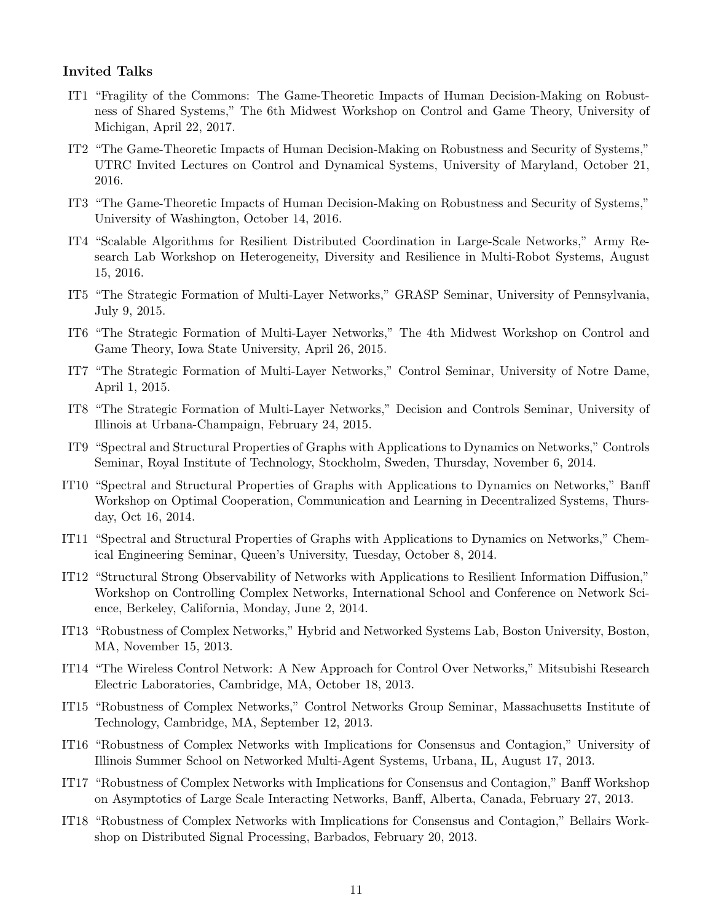### Invited Talks

- IT1 "Fragility of the Commons: The Game-Theoretic Impacts of Human Decision-Making on Robustness of Shared Systems," The 6th Midwest Workshop on Control and Game Theory, University of Michigan, April 22, 2017.
- IT2 "The Game-Theoretic Impacts of Human Decision-Making on Robustness and Security of Systems," UTRC Invited Lectures on Control and Dynamical Systems, University of Maryland, October 21, 2016.
- IT3 "The Game-Theoretic Impacts of Human Decision-Making on Robustness and Security of Systems," University of Washington, October 14, 2016.
- IT4 "Scalable Algorithms for Resilient Distributed Coordination in Large-Scale Networks," Army Research Lab Workshop on Heterogeneity, Diversity and Resilience in Multi-Robot Systems, August 15, 2016.
- IT5 "The Strategic Formation of Multi-Layer Networks," GRASP Seminar, University of Pennsylvania, July 9, 2015.
- IT6 "The Strategic Formation of Multi-Layer Networks," The 4th Midwest Workshop on Control and Game Theory, Iowa State University, April 26, 2015.
- IT7 "The Strategic Formation of Multi-Layer Networks," Control Seminar, University of Notre Dame, April 1, 2015.
- IT8 "The Strategic Formation of Multi-Layer Networks," Decision and Controls Seminar, University of Illinois at Urbana-Champaign, February 24, 2015.
- IT9 "Spectral and Structural Properties of Graphs with Applications to Dynamics on Networks," Controls Seminar, Royal Institute of Technology, Stockholm, Sweden, Thursday, November 6, 2014.
- IT10 "Spectral and Structural Properties of Graphs with Applications to Dynamics on Networks," Banff Workshop on Optimal Cooperation, Communication and Learning in Decentralized Systems, Thursday, Oct 16, 2014.
- IT11 "Spectral and Structural Properties of Graphs with Applications to Dynamics on Networks," Chemical Engineering Seminar, Queen's University, Tuesday, October 8, 2014.
- IT12 "Structural Strong Observability of Networks with Applications to Resilient Information Diffusion," Workshop on Controlling Complex Networks, International School and Conference on Network Science, Berkeley, California, Monday, June 2, 2014.
- IT13 "Robustness of Complex Networks," Hybrid and Networked Systems Lab, Boston University, Boston, MA, November 15, 2013.
- IT14 "The Wireless Control Network: A New Approach for Control Over Networks," Mitsubishi Research Electric Laboratories, Cambridge, MA, October 18, 2013.
- IT15 "Robustness of Complex Networks," Control Networks Group Seminar, Massachusetts Institute of Technology, Cambridge, MA, September 12, 2013.
- IT16 "Robustness of Complex Networks with Implications for Consensus and Contagion," University of Illinois Summer School on Networked Multi-Agent Systems, Urbana, IL, August 17, 2013.
- IT17 "Robustness of Complex Networks with Implications for Consensus and Contagion," Banff Workshop on Asymptotics of Large Scale Interacting Networks, Banff, Alberta, Canada, February 27, 2013.
- IT18 "Robustness of Complex Networks with Implications for Consensus and Contagion," Bellairs Workshop on Distributed Signal Processing, Barbados, February 20, 2013.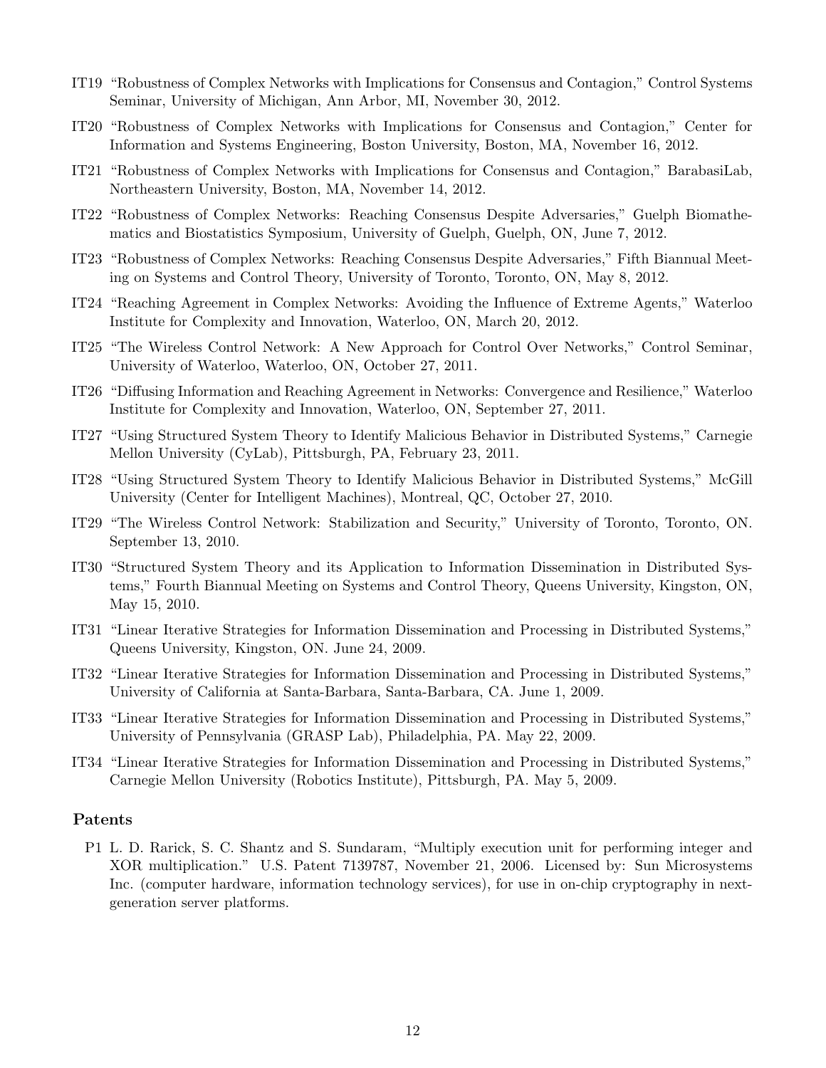IT19 "Robustness of Complex Networks with Implications for Consensus and Contagion," Control Systems Seminar, University of Michigan, Ann Arbor, MI, November 30, 2012.

IT20 "Robustness of Complex Networks with Implications for Consensus and Contagion," Center for Information and Systems Engineering, Boston University, Boston, MA, November 16, 2012.

IT21 "Robustness of Complex Networks with Implications for Consensus and Contagion," BarabasiLab, Northeastern University, Boston, MA, November 14, 2012.

IT22 "Robustness of Complex Networks: Reaching Consensus Despite Adversaries," Guelph Biomathematics and Biostatistics Symposium, University of Guelph, Guelph, ON, June 7, 2012.

IT23 "Robustness of Complex Networks: Reaching Consensus Despite Adversaries," Fifth Biannual Meeting on Systems and Control Theory, University of Toronto, Toronto, ON, May 8, 2012.

IT24 "Reaching Agreement in Complex Networks: Avoiding the Influence of Extreme Agents," Waterloo Institute for Complexity and Innovation, Waterloo, ON, March 20, 2012.

IT25 "The Wireless Control Network: A New Approach for Control Over Networks," Control Seminar, University of Waterloo, Waterloo, ON, October 27, 2011.

IT26 "Diffusing Information and Reaching Agreement in Networks: Convergence and Resilience," Waterloo Institute for Complexity and Innovation, Waterloo, ON, September 27, 2011.

IT27 "Using Structured System Theory to Identify Malicious Behavior in Distributed Systems," Carnegie Mellon University (CyLab), Pittsburgh, PA, February 23, 2011.

IT28 "Using Structured System Theory to Identify Malicious Behavior in Distributed Systems," McGill University (Center for Intelligent Machines), Montreal, QC, October 27, 2010.

IT29 "The Wireless Control Network: Stabilization and Security," University of Toronto, Toronto, ON. September 13, 2010.

IT30 "Structured System Theory and its Application to Information Dissemination in Distributed Systems," Fourth Biannual Meeting on Systems and Control Theory, Queens University, Kingston, ON, May 15, 2010.

IT31 "Linear Iterative Strategies for Information Dissemination and Processing in Distributed Systems," Queens University, Kingston, ON. June 24, 2009.

IT32 "Linear Iterative Strategies for Information Dissemination and Processing in Distributed Systems," University of California at Santa-Barbara, Santa-Barbara, CA. June 1, 2009.

IT33 "Linear Iterative Strategies for Information Dissemination and Processing in Distributed Systems," University of Pennsylvania (GRASP Lab), Philadelphia, PA. May 22, 2009.

IT34 "Linear Iterative Strategies for Information Dissemination and Processing in Distributed Systems," Carnegie Mellon University (Robotics Institute), Pittsburgh, PA. May 5, 2009.

### Patents

P1 L. D. Rarick, S. C. Shantz and S. Sundaram, "Multiply execution unit for performing integer and XOR multiplication." U.S. Patent 7139787, November 21, 2006. Licensed by: Sun Microsystems Inc. (computer hardware, information technology services), for use in on-chip cryptography in next-generation server platforms.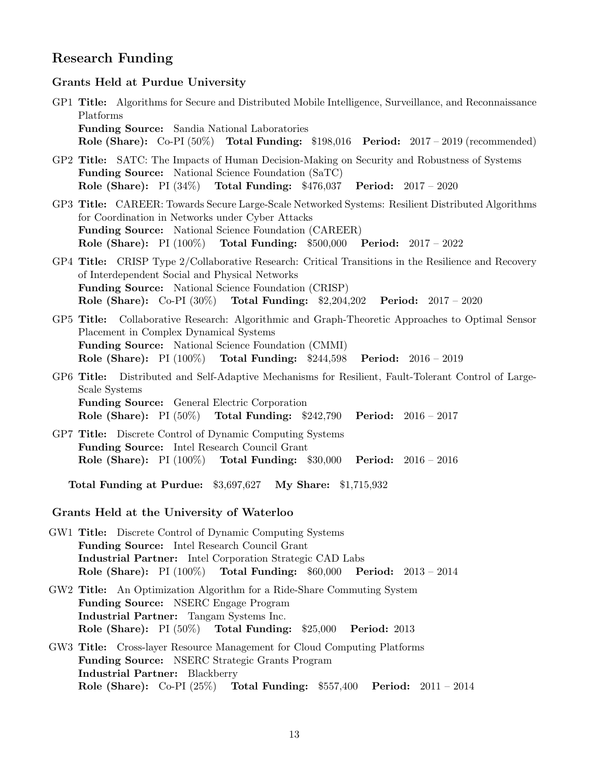## Research Funding

### Grants Held at Purdue University

GP1 **Title:** Algorithms for Secure and Distributed Mobile Intelligence, Surveillance, and Reconnaissance Platforms
**Funding Source:** Sandia National Laboratories
**Role (Share):** Co-PI (50%) **Total Funding:** $198,016 **Period:** 2017 – 2019 (recommended)

GP2 **Title:** SATC: The Impacts of Human Decision-Making on Security and Robustness of Systems
**Funding Source:** National Science Foundation (SaTC)
**Role (Share):** PI (34%) **Total Funding:** $476,037 **Period:** 2017 – 2020

GP3 **Title:** CAREER: Towards Secure Large-Scale Networked Systems: Resilient Distributed Algorithms for Coordination in Networks under Cyber Attacks
**Funding Source:** National Science Foundation (CAREER)
**Role (Share):** PI (100%) **Total Funding:** $500,000 **Period:** 2017 – 2022

GP4 **Title:** CRISP Type 2/Collaborative Research: Critical Transitions in the Resilience and Recovery of Interdependent Social and Physical Networks
**Funding Source:** National Science Foundation (CRISP)
**Role (Share):** Co-PI (30%) **Total Funding:** $2,204,202 **Period:** 2017 – 2020

GP5 **Title:** Collaborative Research: Algorithmic and Graph-Theoretic Approaches to Optimal Sensor Placement in Complex Dynamical Systems
**Funding Source:** National Science Foundation (CMMI)
**Role (Share):** PI (100%) **Total Funding:** $244,598 **Period:** 2016 – 2019

GP6 **Title:** Distributed and Self-Adaptive Mechanisms for Resilient, Fault-Tolerant Control of Large-Scale Systems
**Funding Source:** General Electric Corporation
**Role (Share):** PI (50%) **Total Funding:** $242,790 **Period:** 2016 – 2017

GP7 **Title:** Discrete Control of Dynamic Computing Systems
**Funding Source:** Intel Research Council Grant
**Role (Share):** PI (100%) **Total Funding:** $30,000 **Period:** 2016 – 2016

**Total Funding at Purdue:** $3,697,627 **My Share:** $1,715,932

### Grants Held at the University of Waterloo

GW1 **Title:** Discrete Control of Dynamic Computing Systems
**Funding Source:** Intel Research Council Grant
**Industrial Partner:** Intel Corporation Strategic CAD Labs
**Role (Share):** PI (100%) **Total Funding:** $60,000 **Period:** 2013 – 2014

GW2 **Title:** An Optimization Algorithm for a Ride-Share Commuting System
**Funding Source:** NSERC Engage Program
**Industrial Partner:** Tangam Systems Inc.
**Role (Share):** PI (50%) **Total Funding:** $25,000 **Period:** 2013

GW3 **Title:** Cross-layer Resource Management for Cloud Computing Platforms
**Funding Source:** NSERC Strategic Grants Program
**Industrial Partner:** Blackberry
**Role (Share):** Co-PI (25%) **Total Funding:** $557,400 **Period:** 2011 – 2014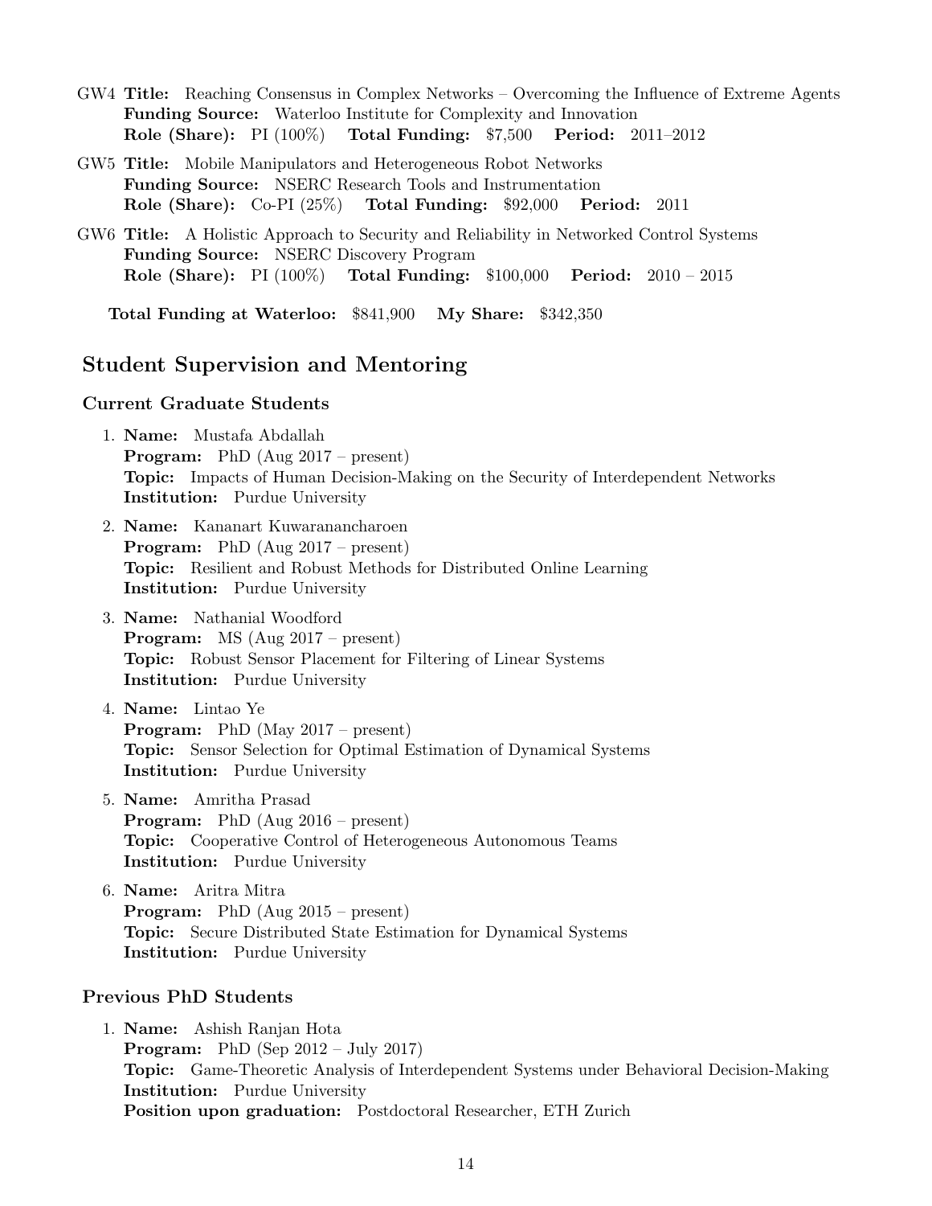GW4 **Title:** Reaching Consensus in Complex Networks – Overcoming the Influence of Extreme Agents
**Funding Source:** Waterloo Institute for Complexity and Innovation
**Role (Share):** PI (100%) **Total Funding:** $7,500 **Period:** 2011–2012

GW5 **Title:** Mobile Manipulators and Heterogeneous Robot Networks
**Funding Source:** NSERC Research Tools and Instrumentation
**Role (Share):** Co-PI (25%) **Total Funding:** $92,000 **Period:** 2011

GW6 **Title:** A Holistic Approach to Security and Reliability in Networked Control Systems
**Funding Source:** NSERC Discovery Program
**Role (Share):** PI (100%) **Total Funding:** $100,000 **Period:** 2010 – 2015

**Total Funding at Waterloo:** $841,900 **My Share:** $342,350

## Student Supervision and Mentoring

### Current Graduate Students

1. **Name:** Mustafa Abdallah
   **Program:** PhD (Aug 2017 – present)
   **Topic:** Impacts of Human Decision-Making on the Security of Interdependent Networks
   **Institution:** Purdue University
2. **Name:** Kananart Kuwaranancharoen
   **Program:** PhD (Aug 2017 – present)
   **Topic:** Resilient and Robust Methods for Distributed Online Learning
   **Institution:** Purdue University
3. **Name:** Nathanial Woodford
   **Program:** MS (Aug 2017 – present)
   **Topic:** Robust Sensor Placement for Filtering of Linear Systems
   **Institution:** Purdue University
4. **Name:** Lintao Ye
   **Program:** PhD (May 2017 – present)
   **Topic:** Sensor Selection for Optimal Estimation of Dynamical Systems
   **Institution:** Purdue University
5. **Name:** Amritha Prasad
   **Program:** PhD (Aug 2016 – present)
   **Topic:** Cooperative Control of Heterogeneous Autonomous Teams
   **Institution:** Purdue University
6. **Name:** Aritra Mitra
   **Program:** PhD (Aug 2015 – present)
   **Topic:** Secure Distributed State Estimation for Dynamical Systems
   **Institution:** Purdue University

### Previous PhD Students

1. **Name:** Ashish Ranjan Hota
   **Program:** PhD (Sep 2012 – July 2017)
   **Topic:** Game-Theoretic Analysis of Interdependent Systems under Behavioral Decision-Making
   **Institution:** Purdue University
   **Position upon graduation:** Postdoctoral Researcher, ETH Zurich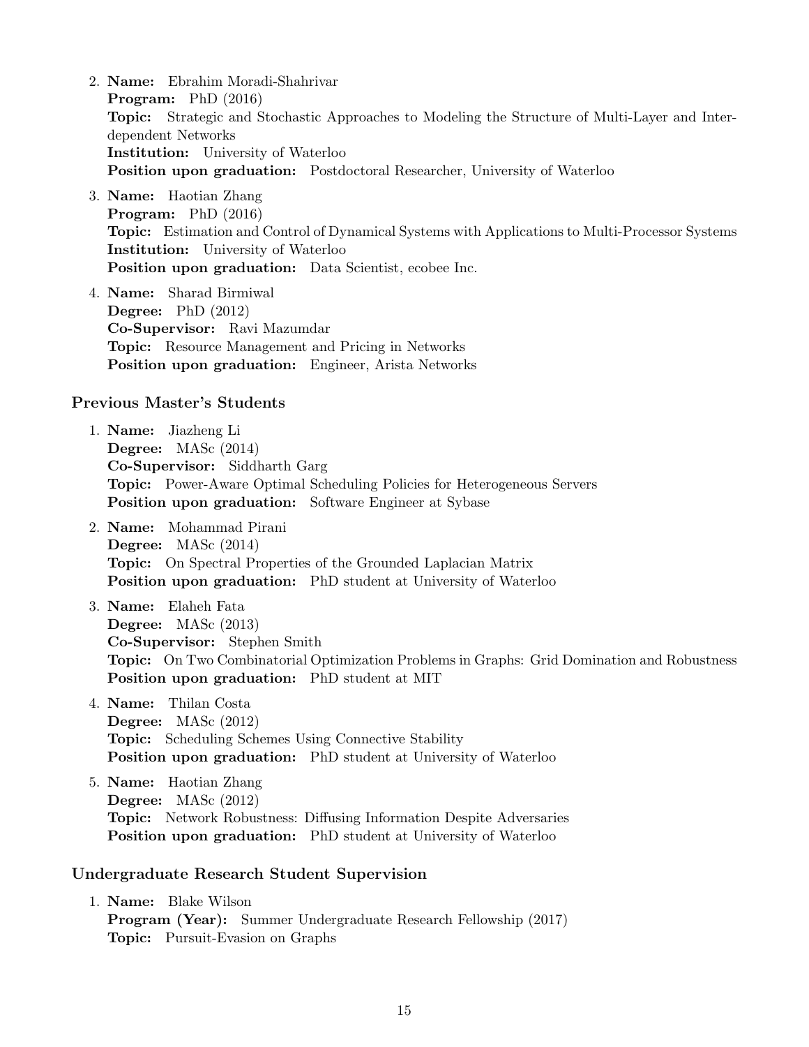2. **Name:** Ebrahim Moradi-Shahrivar
   **Program:** PhD (2016)
   **Topic:** Strategic and Stochastic Approaches to Modeling the Structure of Multi-Layer and Interdependent Networks
   **Institution:** University of Waterloo
   **Position upon graduation:** Postdoctoral Researcher, University of Waterloo

3. **Name:** Haotian Zhang
   **Program:** PhD (2016)
   **Topic:** Estimation and Control of Dynamical Systems with Applications to Multi-Processor Systems
   **Institution:** University of Waterloo
   **Position upon graduation:** Data Scientist, ecobee Inc.

4. **Name:** Sharad Birmiwal
   **Degree:** PhD (2012)
   **Co-Supervisor:** Ravi Mazumdar
   **Topic:** Resource Management and Pricing in Networks
   **Position upon graduation:** Engineer, Arista Networks

### Previous Master's Students

1. **Name:** Jiazheng Li
   **Degree:** MASc (2014)
   **Co-Supervisor:** Siddharth Garg
   **Topic:** Power-Aware Optimal Scheduling Policies for Heterogeneous Servers
   **Position upon graduation:** Software Engineer at Sybase

2. **Name:** Mohammad Pirani
   **Degree:** MASc (2014)
   **Topic:** On Spectral Properties of the Grounded Laplacian Matrix
   **Position upon graduation:** PhD student at University of Waterloo

3. **Name:** Elaheh Fata
   **Degree:** MASc (2013)
   **Co-Supervisor:** Stephen Smith
   **Topic:** On Two Combinatorial Optimization Problems in Graphs: Grid Domination and Robustness
   **Position upon graduation:** PhD student at MIT

4. **Name:** Thilan Costa
   **Degree:** MASc (2012)
   **Topic:** Scheduling Schemes Using Connective Stability
   **Position upon graduation:** PhD student at University of Waterloo

5. **Name:** Haotian Zhang
   **Degree:** MASc (2012)
   **Topic:** Network Robustness: Diffusing Information Despite Adversaries
   **Position upon graduation:** PhD student at University of Waterloo

### Undergraduate Research Student Supervision

1. **Name:** Blake Wilson
   **Program (Year):** Summer Undergraduate Research Fellowship (2017)
   **Topic:** Pursuit-Evasion on Graphs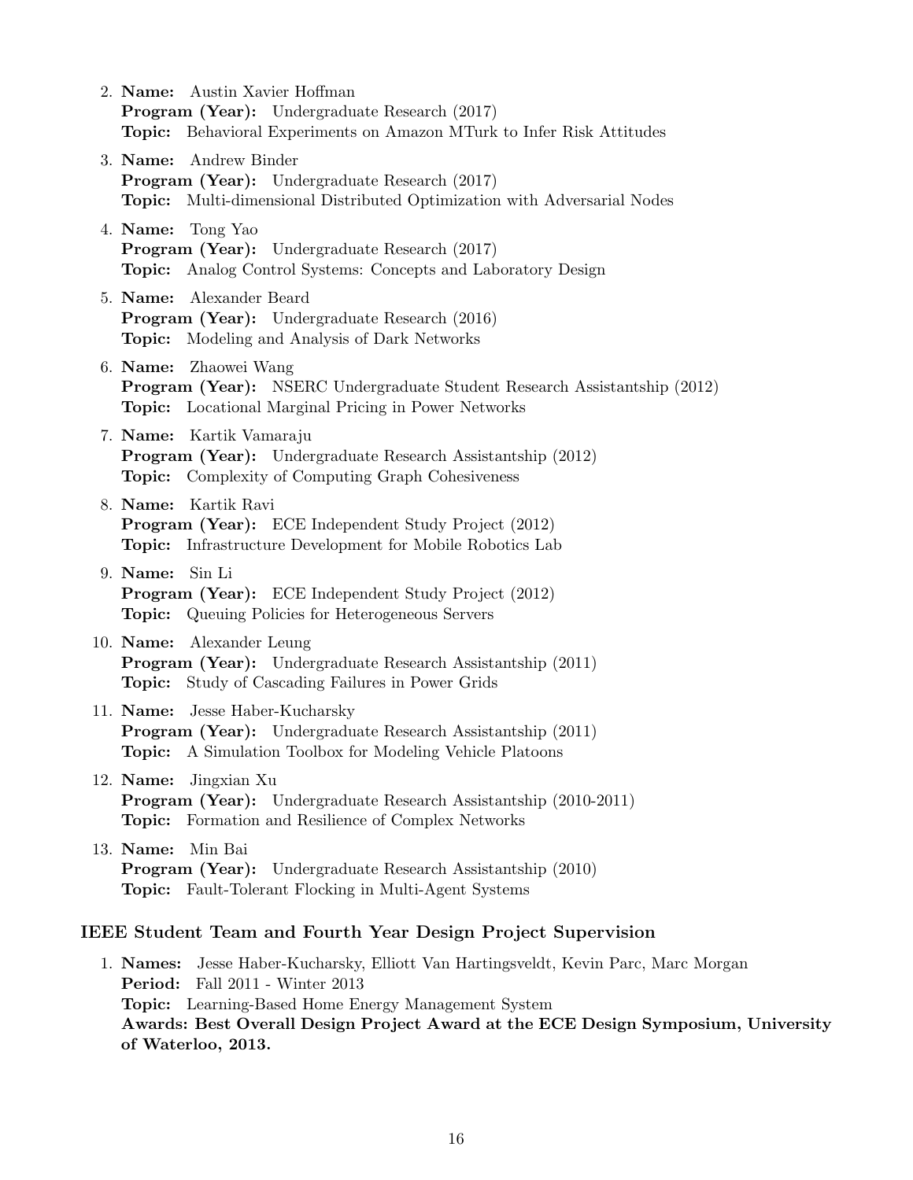2. **Name:** Austin Xavier Hoffman
   **Program (Year):** Undergraduate Research (2017)
   **Topic:** Behavioral Experiments on Amazon MTurk to Infer Risk Attitudes

3. **Name:** Andrew Binder
   **Program (Year):** Undergraduate Research (2017)
   **Topic:** Multi-dimensional Distributed Optimization with Adversarial Nodes

4. **Name:** Tong Yao
   **Program (Year):** Undergraduate Research (2017)
   **Topic:** Analog Control Systems: Concepts and Laboratory Design

5. **Name:** Alexander Beard
   **Program (Year):** Undergraduate Research (2016)
   **Topic:** Modeling and Analysis of Dark Networks

6. **Name:** Zhaowei Wang
   **Program (Year):** NSERC Undergraduate Student Research Assistantship (2012)
   **Topic:** Locational Marginal Pricing in Power Networks

7. **Name:** Kartik Vamaraju
   **Program (Year):** Undergraduate Research Assistantship (2012)
   **Topic:** Complexity of Computing Graph Cohesiveness

8. **Name:** Kartik Ravi
   **Program (Year):** ECE Independent Study Project (2012)
   **Topic:** Infrastructure Development for Mobile Robotics Lab

9. **Name:** Sin Li
   **Program (Year):** ECE Independent Study Project (2012)
   **Topic:** Queuing Policies for Heterogeneous Servers

10. **Name:** Alexander Leung
    **Program (Year):** Undergraduate Research Assistantship (2011)
    **Topic:** Study of Cascading Failures in Power Grids

11. **Name:** Jesse Haber-Kucharsky
    **Program (Year):** Undergraduate Research Assistantship (2011)
    **Topic:** A Simulation Toolbox for Modeling Vehicle Platoons

12. **Name:** Jingxian Xu
    **Program (Year):** Undergraduate Research Assistantship (2010-2011)
    **Topic:** Formation and Resilience of Complex Networks

13. **Name:** Min Bai
    **Program (Year):** Undergraduate Research Assistantship (2010)
    **Topic:** Fault-Tolerant Flocking in Multi-Agent Systems

### IEEE Student Team and Fourth Year Design Project Supervision

1. **Names:** Jesse Haber-Kucharsky, Elliott Van Hartingsveldt, Kevin Parc, Marc Morgan
   **Period:** Fall 2011 - Winter 2013
   **Topic:** Learning-Based Home Energy Management System
   **Awards: Best Overall Design Project Award at the ECE Design Symposium, University of Waterloo, 2013.**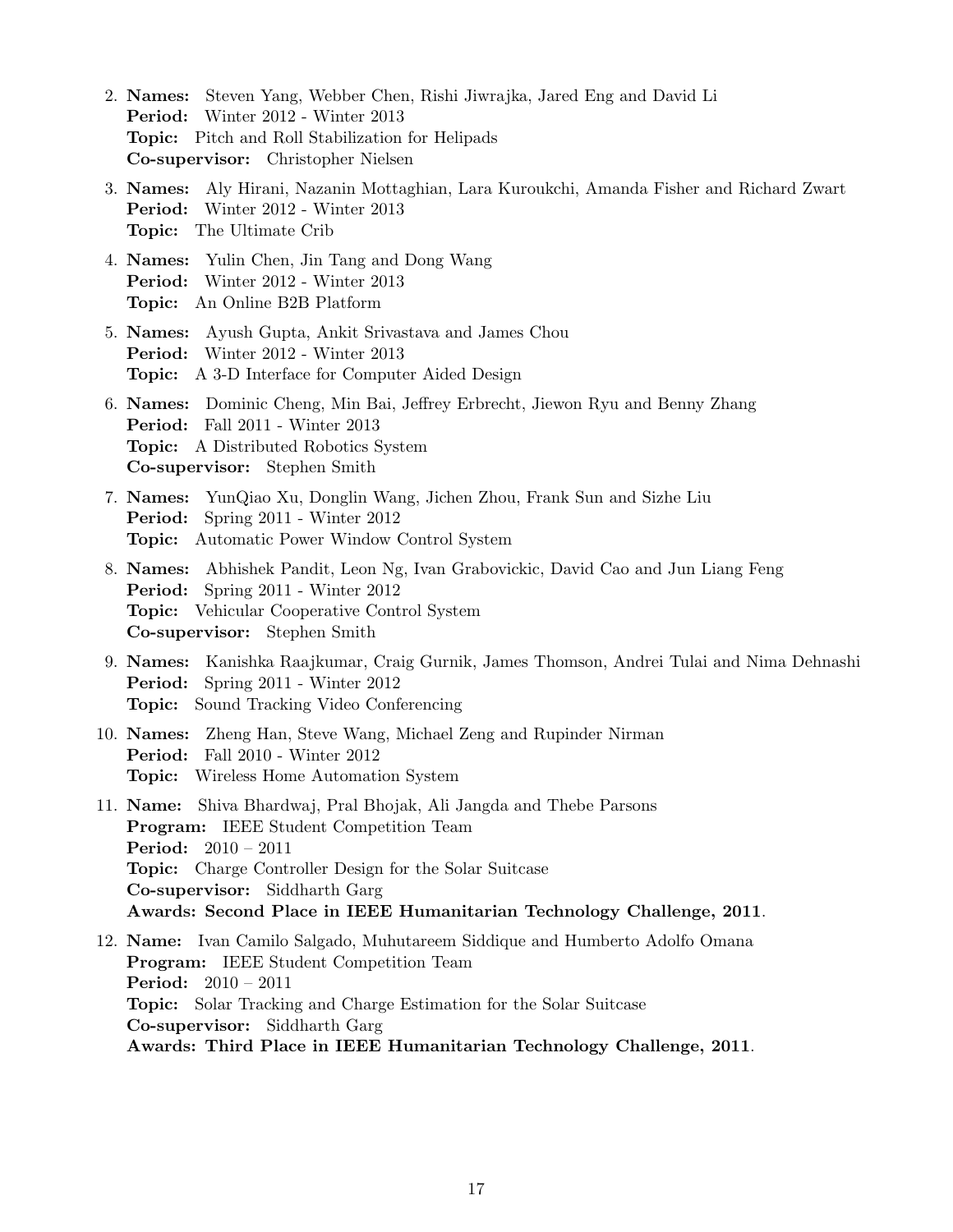2. **Names:** Steven Yang, Webber Chen, Rishi Jiwrajka, Jared Eng and David Li
   **Period:** Winter 2012 - Winter 2013
   **Topic:** Pitch and Roll Stabilization for Helipads
   **Co-supervisor:** Christopher Nielsen
3. **Names:** Aly Hirani, Nazanin Mottaghian, Lara Kuroukchi, Amanda Fisher and Richard Zwart
   **Period:** Winter 2012 - Winter 2013
   **Topic:** The Ultimate Crib
4. **Names:** Yulin Chen, Jin Tang and Dong Wang
   **Period:** Winter 2012 - Winter 2013
   **Topic:** An Online B2B Platform
5. **Names:** Ayush Gupta, Ankit Srivastava and James Chou
   **Period:** Winter 2012 - Winter 2013
   **Topic:** A 3-D Interface for Computer Aided Design
6. **Names:** Dominic Cheng, Min Bai, Jeffrey Erbrecht, Jiewon Ryu and Benny Zhang
   **Period:** Fall 2011 - Winter 2013
   **Topic:** A Distributed Robotics System
   **Co-supervisor:** Stephen Smith
7. **Names:** YunQiao Xu, Donglin Wang, Jichen Zhou, Frank Sun and Sizhe Liu
   **Period:** Spring 2011 - Winter 2012
   **Topic:** Automatic Power Window Control System
8. **Names:** Abhishek Pandit, Leon Ng, Ivan Grabovickic, David Cao and Jun Liang Feng
   **Period:** Spring 2011 - Winter 2012
   **Topic:** Vehicular Cooperative Control System
   **Co-supervisor:** Stephen Smith
9. **Names:** Kanishka Raajkumar, Craig Gurnik, James Thomson, Andrei Tulai and Nima Dehnashi
   **Period:** Spring 2011 - Winter 2012
   **Topic:** Sound Tracking Video Conferencing
10. **Names:** Zheng Han, Steve Wang, Michael Zeng and Rupinder Nirman
    **Period:** Fall 2010 - Winter 2012
    **Topic:** Wireless Home Automation System
11. **Name:** Shiva Bhardwaj, Pral Bhojak, Ali Jangda and Thebe Parsons
    **Program:** IEEE Student Competition Team
    **Period:** 2010 – 2011
    **Topic:** Charge Controller Design for the Solar Suitcase
    **Co-supervisor:** Siddharth Garg
    **Awards: Second Place in IEEE Humanitarian Technology Challenge, 2011**.
12. **Name:** Ivan Camilo Salgado, Muhutareem Siddique and Humberto Adolfo Omana
    **Program:** IEEE Student Competition Team
    **Period:** 2010 – 2011
    **Topic:** Solar Tracking and Charge Estimation for the Solar Suitcase
    **Co-supervisor:** Siddharth Garg
    **Awards: Third Place in IEEE Humanitarian Technology Challenge, 2011**.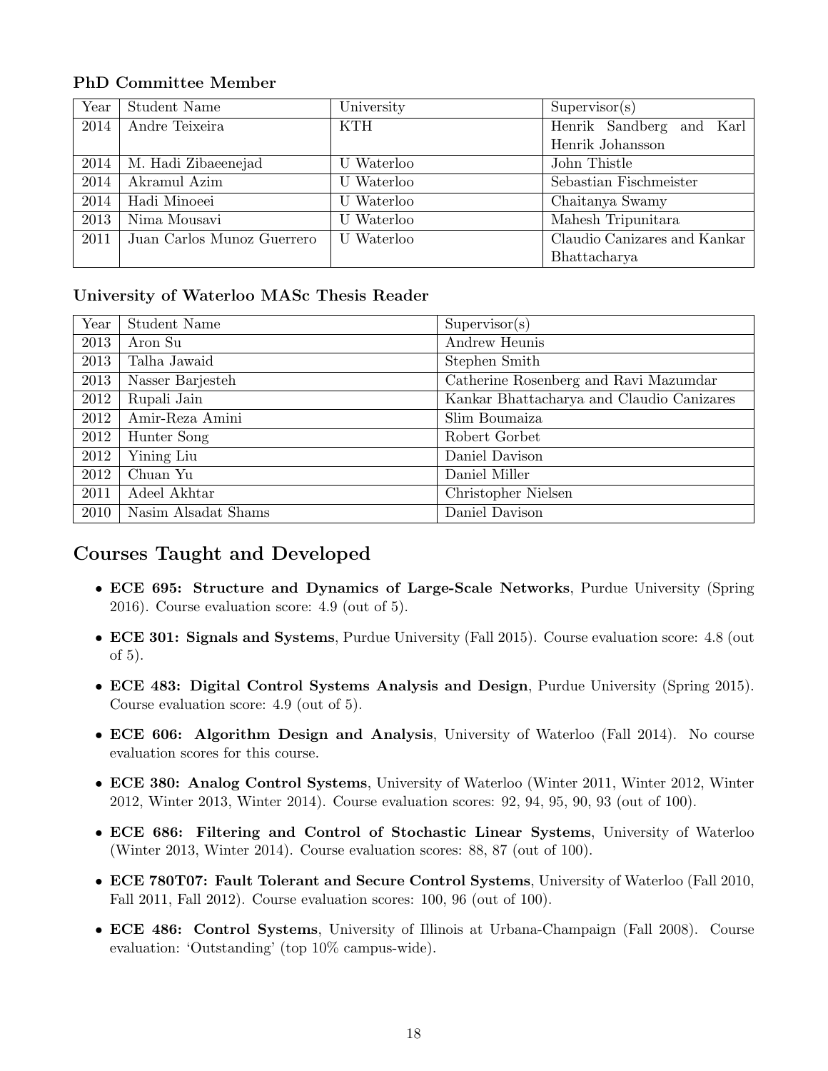### PhD Committee Member

| Year | Student Name | University | Supervisor(s) |
|---|---|---|---|
| 2014 | Andre Teixeira | KTH | Henrik Sandberg and Karl Henrik Johansson |
| 2014 | M. Hadi Zibaeenejad | U Waterloo | John Thistle |
| 2014 | Akramul Azim | U Waterloo | Sebastian Fischmeister |
| 2014 | Hadi Minoeei | U Waterloo | Chaitanya Swamy |
| 2013 | Nima Mousavi | U Waterloo | Mahesh Tripunitara |
| 2011 | Juan Carlos Munoz Guerrero | U Waterloo | Claudio Canizares and Kankar Bhattacharya |

### University of Waterloo MASc Thesis Reader

| Year | Student Name | Supervisor(s) |
|---|---|---|
| 2013 | Aron Su | Andrew Heunis |
| 2013 | Talha Jawaid | Stephen Smith |
| 2013 | Nasser Barjesteh | Catherine Rosenberg and Ravi Mazumdar |
| 2012 | Rupali Jain | Kankar Bhattacharya and Claudio Canizares |
| 2012 | Amir-Reza Amini | Slim Boumaiza |
| 2012 | Hunter Song | Robert Gorbet |
| 2012 | Yining Liu | Daniel Davison |
| 2012 | Chuan Yu | Daniel Miller |
| 2011 | Adeel Akhtar | Christopher Nielsen |
| 2010 | Nasim Alsadat Shams | Daniel Davison |

## Courses Taught and Developed

- **ECE 695: Structure and Dynamics of Large-Scale Networks**, Purdue University (Spring 2016). Course evaluation score: 4.9 (out of 5).
- **ECE 301: Signals and Systems**, Purdue University (Fall 2015). Course evaluation score: 4.8 (out of 5).
- **ECE 483: Digital Control Systems Analysis and Design**, Purdue University (Spring 2015). Course evaluation score: 4.9 (out of 5).
- **ECE 606: Algorithm Design and Analysis**, University of Waterloo (Fall 2014). No course evaluation scores for this course.
- **ECE 380: Analog Control Systems**, University of Waterloo (Winter 2011, Winter 2012, Winter 2012, Winter 2013, Winter 2014). Course evaluation scores: 92, 94, 95, 90, 93 (out of 100).
- **ECE 686: Filtering and Control of Stochastic Linear Systems**, University of Waterloo (Winter 2013, Winter 2014). Course evaluation scores: 88, 87 (out of 100).
- **ECE 780T07: Fault Tolerant and Secure Control Systems**, University of Waterloo (Fall 2010, Fall 2011, Fall 2012). Course evaluation scores: 100, 96 (out of 100).
- **ECE 486: Control Systems**, University of Illinois at Urbana-Champaign (Fall 2008). Course evaluation: 'Outstanding' (top 10% campus-wide).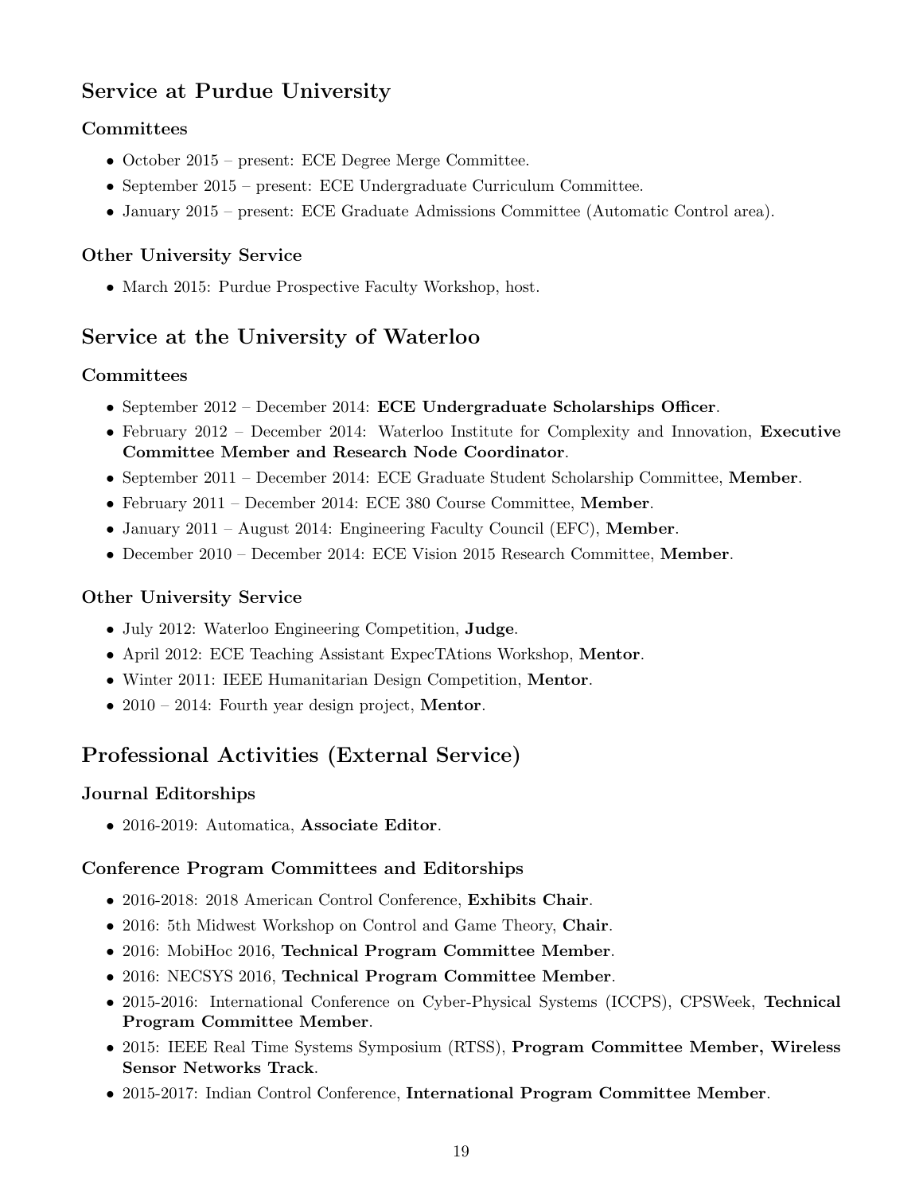## Service at Purdue University

### Committees

- October 2015 – present: ECE Degree Merge Committee.
- September 2015 – present: ECE Undergraduate Curriculum Committee.
- January 2015 – present: ECE Graduate Admissions Committee (Automatic Control area).

### Other University Service

- March 2015: Purdue Prospective Faculty Workshop, host.

## Service at the University of Waterloo

### Committees

- September 2012 – December 2014: **ECE Undergraduate Scholarships Officer**.
- February 2012 – December 2014: Waterloo Institute for Complexity and Innovation, **Executive Committee Member and Research Node Coordinator**.
- September 2011 – December 2014: ECE Graduate Student Scholarship Committee, **Member**.
- February 2011 – December 2014: ECE 380 Course Committee, **Member**.
- January 2011 – August 2014: Engineering Faculty Council (EFC), **Member**.
- December 2010 – December 2014: ECE Vision 2015 Research Committee, **Member**.

### Other University Service

- July 2012: Waterloo Engineering Competition, **Judge**.
- April 2012: ECE Teaching Assistant ExpecTAtions Workshop, **Mentor**.
- Winter 2011: IEEE Humanitarian Design Competition, **Mentor**.
- 2010 – 2014: Fourth year design project, **Mentor**.

## Professional Activities (External Service)

### Journal Editorships

- 2016-2019: Automatica, **Associate Editor**.

### Conference Program Committees and Editorships

- 2016-2018: 2018 American Control Conference, **Exhibits Chair**.
- 2016: 5th Midwest Workshop on Control and Game Theory, **Chair**.
- 2016: MobiHoc 2016, **Technical Program Committee Member**.
- 2016: NECSYS 2016, **Technical Program Committee Member**.
- 2015-2016: International Conference on Cyber-Physical Systems (ICCPS), CPSWeek, **Technical Program Committee Member**.
- 2015: IEEE Real Time Systems Symposium (RTSS), **Program Committee Member, Wireless Sensor Networks Track**.
- 2015-2017: Indian Control Conference, **International Program Committee Member**.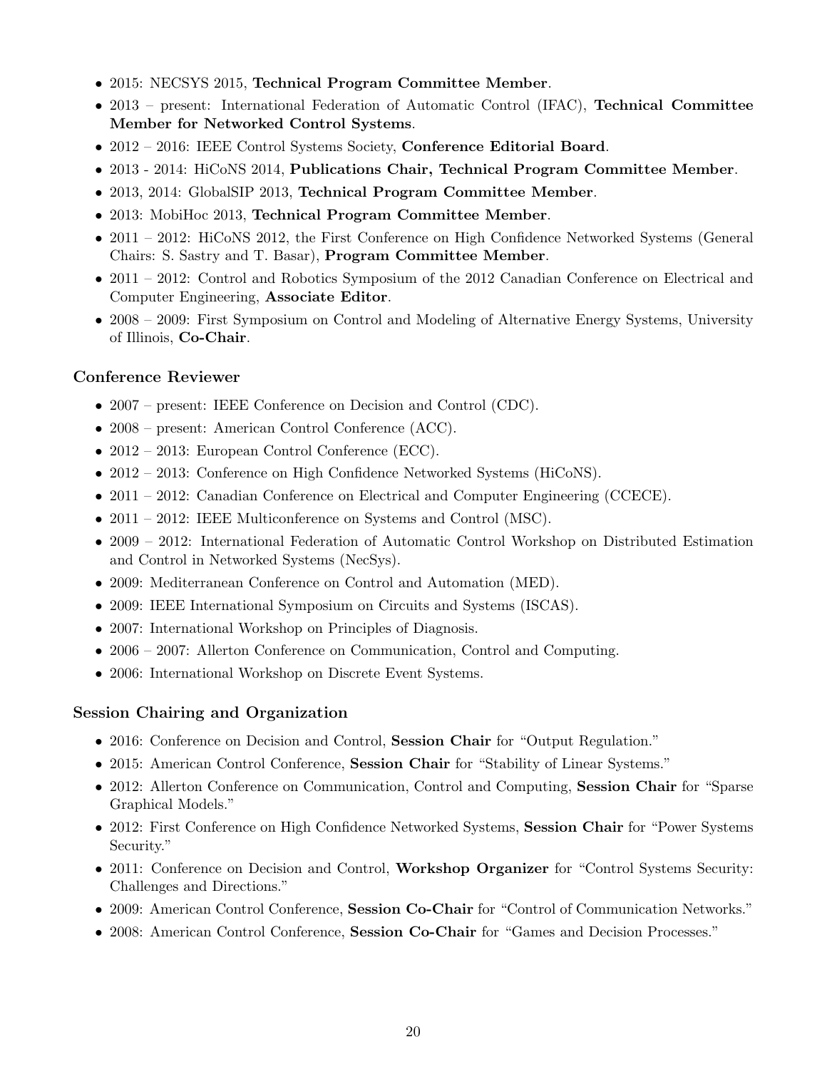- 2015: NECSYS 2015, **Technical Program Committee Member**.
- 2013 – present: International Federation of Automatic Control (IFAC), **Technical Committee Member for Networked Control Systems**.
- 2012 – 2016: IEEE Control Systems Society, **Conference Editorial Board**.
- 2013 - 2014: HiCoNS 2014, **Publications Chair, Technical Program Committee Member**.
- 2013, 2014: GlobalSIP 2013, **Technical Program Committee Member**.
- 2013: MobiHoc 2013, **Technical Program Committee Member**.
- 2011 – 2012: HiCoNS 2012, the First Conference on High Confidence Networked Systems (General Chairs: S. Sastry and T. Basar), **Program Committee Member**.
- 2011 – 2012: Control and Robotics Symposium of the 2012 Canadian Conference on Electrical and Computer Engineering, **Associate Editor**.
- 2008 – 2009: First Symposium on Control and Modeling of Alternative Energy Systems, University of Illinois, **Co-Chair**.

### Conference Reviewer

- 2007 – present: IEEE Conference on Decision and Control (CDC).
- 2008 – present: American Control Conference (ACC).
- 2012 – 2013: European Control Conference (ECC).
- 2012 – 2013: Conference on High Confidence Networked Systems (HiCoNS).
- 2011 – 2012: Canadian Conference on Electrical and Computer Engineering (CCECE).
- 2011 – 2012: IEEE Multiconference on Systems and Control (MSC).
- 2009 – 2012: International Federation of Automatic Control Workshop on Distributed Estimation and Control in Networked Systems (NecSys).
- 2009: Mediterranean Conference on Control and Automation (MED).
- 2009: IEEE International Symposium on Circuits and Systems (ISCAS).
- 2007: International Workshop on Principles of Diagnosis.
- 2006 – 2007: Allerton Conference on Communication, Control and Computing.
- 2006: International Workshop on Discrete Event Systems.

### Session Chairing and Organization

- 2016: Conference on Decision and Control, **Session Chair** for "Output Regulation."
- 2015: American Control Conference, **Session Chair** for "Stability of Linear Systems."
- 2012: Allerton Conference on Communication, Control and Computing, **Session Chair** for "Sparse Graphical Models."
- 2012: First Conference on High Confidence Networked Systems, **Session Chair** for "Power Systems Security."
- 2011: Conference on Decision and Control, **Workshop Organizer** for "Control Systems Security: Challenges and Directions."
- 2009: American Control Conference, **Session Co-Chair** for "Control of Communication Networks."
- 2008: American Control Conference, **Session Co-Chair** for "Games and Decision Processes."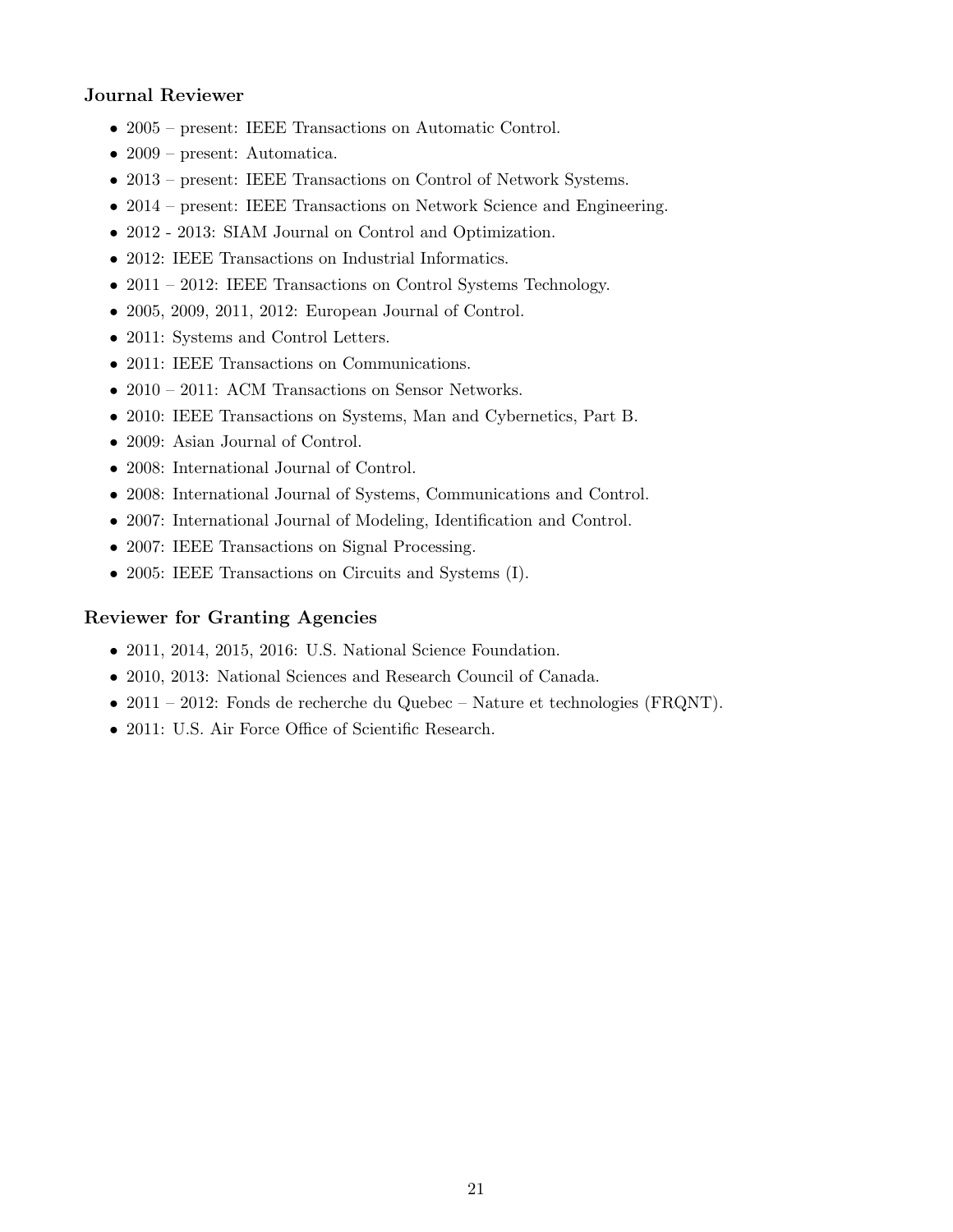### Journal Reviewer

- 2005 – present: IEEE Transactions on Automatic Control.
- 2009 – present: Automatica.
- 2013 – present: IEEE Transactions on Control of Network Systems.
- 2014 – present: IEEE Transactions on Network Science and Engineering.
- 2012 - 2013: SIAM Journal on Control and Optimization.
- 2012: IEEE Transactions on Industrial Informatics.
- 2011 – 2012: IEEE Transactions on Control Systems Technology.
- 2005, 2009, 2011, 2012: European Journal of Control.
- 2011: Systems and Control Letters.
- 2011: IEEE Transactions on Communications.
- 2010 – 2011: ACM Transactions on Sensor Networks.
- 2010: IEEE Transactions on Systems, Man and Cybernetics, Part B.
- 2009: Asian Journal of Control.
- 2008: International Journal of Control.
- 2008: International Journal of Systems, Communications and Control.
- 2007: International Journal of Modeling, Identification and Control.
- 2007: IEEE Transactions on Signal Processing.
- 2005: IEEE Transactions on Circuits and Systems (I).

### Reviewer for Granting Agencies

- 2011, 2014, 2015, 2016: U.S. National Science Foundation.
- 2010, 2013: National Sciences and Research Council of Canada.
- 2011 – 2012: Fonds de recherche du Quebec – Nature et technologies (FRQNT).
- 2011: U.S. Air Force Office of Scientific Research.